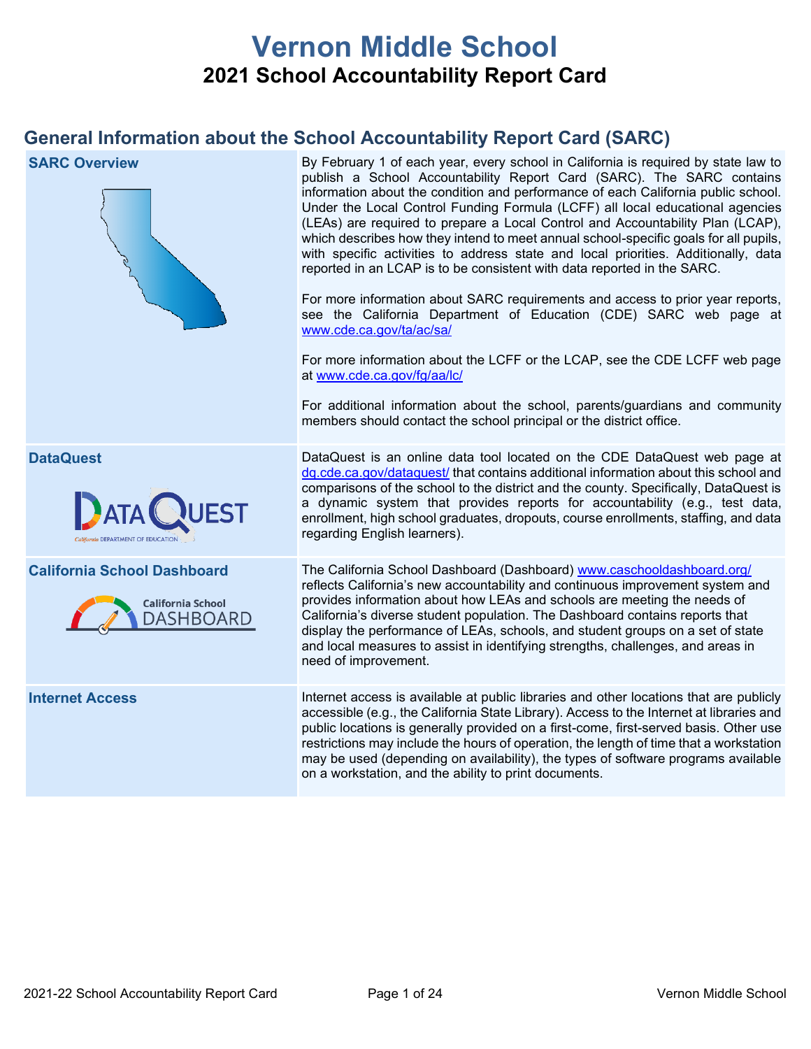# Vernon Middle School

## 2021 School Accountability Report Card

## General Information about the School Accountability Report Card (SARC)

| | |
|---|---|
| **SARC Overview** | By February 1 of each year, every school in California is required by state law to publish a School Accountability Report Card (SARC). The SARC contains information about the condition and performance of each California public school. Under the Local Control Funding Formula (LCFF) all local educational agencies (LEAs) are required to prepare a Local Control and Accountability Plan (LCAP), which describes how they intend to meet annual school-specific goals for all pupils, with specific activities to address state and local priorities. Additionally, data reported in an LCAP is to be consistent with data reported in the SARC.<br><br>For more information about SARC requirements and access to prior year reports, see the California Department of Education (CDE) SARC web page at www.cde.ca.gov/ta/ac/sa/<br><br>For more information about the LCFF or the LCAP, see the CDE LCFF web page at www.cde.ca.gov/fg/aa/lc/<br><br>For additional information about the school, parents/guardians and community members should contact the school principal or the district office. |
| **DataQuest** | DataQuest is an online data tool located on the CDE DataQuest web page at dq.cde.ca.gov/dataquest/ that contains additional information about this school and comparisons of the school to the district and the county. Specifically, DataQuest is a dynamic system that provides reports for accountability (e.g., test data, enrollment, high school graduates, dropouts, course enrollments, staffing, and data regarding English learners). |
| **California School Dashboard** | The California School Dashboard (Dashboard) www.caschooldashboard.org/ reflects California's new accountability and continuous improvement system and provides information about how LEAs and schools are meeting the needs of California's diverse student population. The Dashboard contains reports that display the performance of LEAs, schools, and student groups on a set of state and local measures to assist in identifying strengths, challenges, and areas in need of improvement. |
| **Internet Access** | Internet access is available at public libraries and other locations that are publicly accessible (e.g., the California State Library). Access to the Internet at libraries and public locations is generally provided on a first-come, first-served basis. Other use restrictions may include the hours of operation, the length of time that a workstation may be used (depending on availability), the types of software programs available on a workstation, and the ability to print documents. |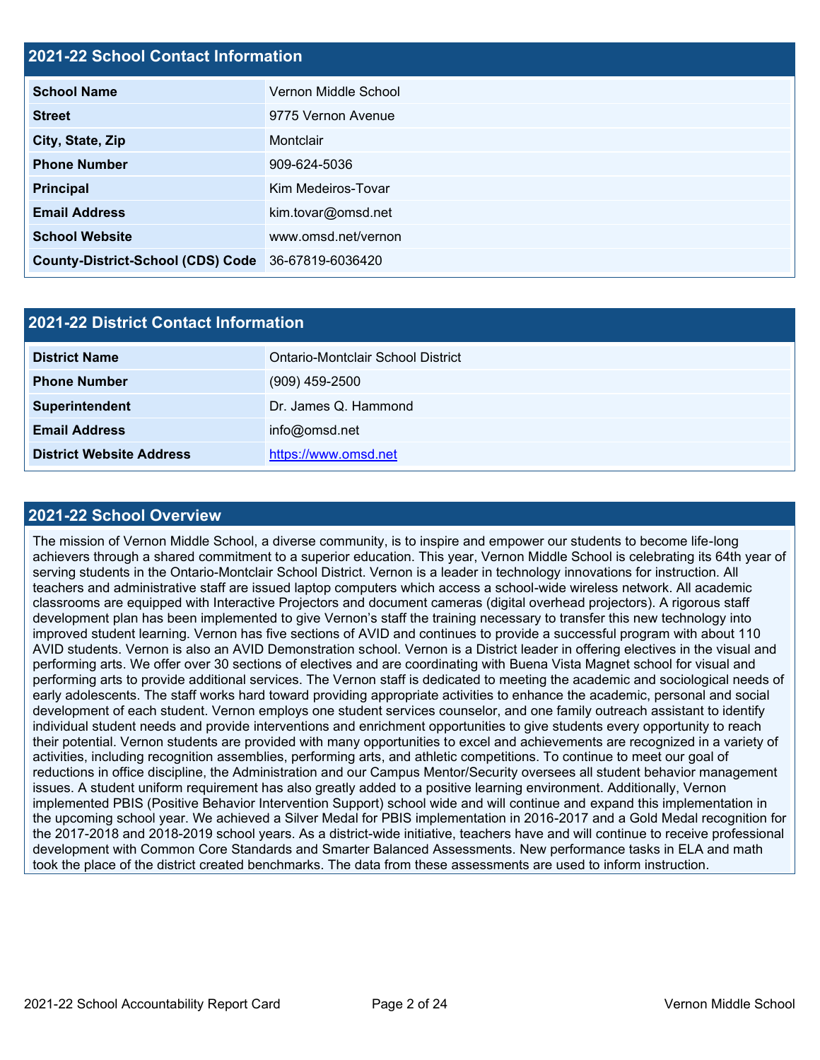## 2021-22 School Contact Information

| 2021-22 School Contact Information | |
|---|---|
| **School Name** | Vernon Middle School |
| **Street** | 9775 Vernon Avenue |
| **City, State, Zip** | Montclair |
| **Phone Number** | 909-624-5036 |
| **Principal** | Kim Medeiros-Tovar |
| **Email Address** | kim.tovar@omsd.net |
| **School Website** | www.omsd.net/vernon |
| **County-District-School (CDS) Code** | 36-67819-6036420 |

## 2021-22 District Contact Information

| 2021-22 District Contact Information | |
|---|---|
| **District Name** | Ontario-Montclair School District |
| **Phone Number** | (909) 459-2500 |
| **Superintendent** | Dr. James Q. Hammond |
| **Email Address** | info@omsd.net |
| **District Website Address** | https://www.omsd.net |

## 2021-22 School Overview

The mission of Vernon Middle School, a diverse community, is to inspire and empower our students to become life-long achievers through a shared commitment to a superior education. This year, Vernon Middle School is celebrating its 64th year of serving students in the Ontario-Montclair School District. Vernon is a leader in technology innovations for instruction. All teachers and administrative staff are issued laptop computers which access a school-wide wireless network. All academic classrooms are equipped with Interactive Projectors and document cameras (digital overhead projectors). A rigorous staff development plan has been implemented to give Vernon's staff the training necessary to transfer this new technology into improved student learning. Vernon has five sections of AVID and continues to provide a successful program with about 110 AVID students. Vernon is also an AVID Demonstration school. Vernon is a District leader in offering electives in the visual and performing arts. We offer over 30 sections of electives and are coordinating with Buena Vista Magnet school for visual and performing arts to provide additional services. The Vernon staff is dedicated to meeting the academic and sociological needs of early adolescents. The staff works hard toward providing appropriate activities to enhance the academic, personal and social development of each student. Vernon employs one student services counselor, and one family outreach assistant to identify individual student needs and provide interventions and enrichment opportunities to give students every opportunity to reach their potential. Vernon students are provided with many opportunities to excel and achievements are recognized in a variety of activities, including recognition assemblies, performing arts, and athletic competitions. To continue to meet our goal of reductions in office discipline, the Administration and our Campus Mentor/Security oversees all student behavior management issues. A student uniform requirement has also greatly added to a positive learning environment. Additionally, Vernon implemented PBIS (Positive Behavior Intervention Support) school wide and will continue and expand this implementation in the upcoming school year. We achieved a Silver Medal for PBIS implementation in 2016-2017 and a Gold Medal recognition for the 2017-2018 and 2018-2019 school years. As a district-wide initiative, teachers have and will continue to receive professional development with Common Core Standards and Smarter Balanced Assessments. New performance tasks in ELA and math took the place of the district created benchmarks. The data from these assessments are used to inform instruction.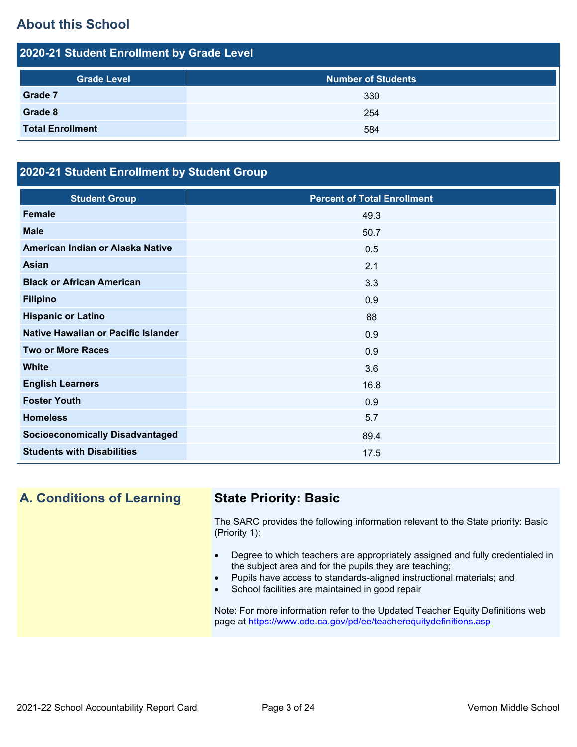## About this School

### 2020-21 Student Enrollment by Grade Level

| Grade Level | Number of Students |
| --- | --- |
| **Grade 7** | 330 |
| **Grade 8** | 254 |
| **Total Enrollment** | 584 |

### 2020-21 Student Enrollment by Student Group

| Student Group | Percent of Total Enrollment |
| --- | --- |
| **Female** | 49.3 |
| **Male** | 50.7 |
| **American Indian or Alaska Native** | 0.5 |
| **Asian** | 2.1 |
| **Black or African American** | 3.3 |
| **Filipino** | 0.9 |
| **Hispanic or Latino** | 88 |
| **Native Hawaiian or Pacific Islander** | 0.9 |
| **Two or More Races** | 0.9 |
| **White** | 3.6 |
| **English Learners** | 16.8 |
| **Foster Youth** | 0.9 |
| **Homeless** | 5.7 |
| **Socioeconomically Disadvantaged** | 89.4 |
| **Students with Disabilities** | 17.5 |

## A. Conditions of Learning

### State Priority: Basic

The SARC provides the following information relevant to the State priority: Basic (Priority 1):

- Degree to which teachers are appropriately assigned and fully credentialed in the subject area and for the pupils they are teaching;
- Pupils have access to standards-aligned instructional materials; and
- School facilities are maintained in good repair

Note: For more information refer to the Updated Teacher Equity Definitions web page at https://www.cde.ca.gov/pd/ee/teacherequitydefinitions.asp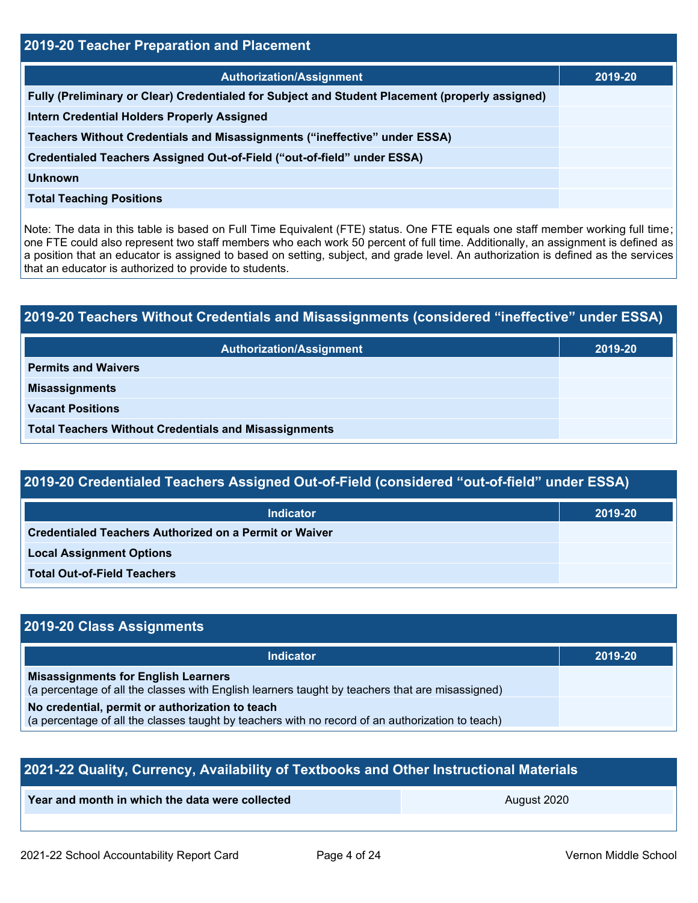## 2019-20 Teacher Preparation and Placement

| Authorization/Assignment | 2019-20 |
| --- | --- |
| Fully (Preliminary or Clear) Credentialed for Subject and Student Placement (properly assigned) | |
| Intern Credential Holders Properly Assigned | |
| Teachers Without Credentials and Misassignments ("ineffective" under ESSA) | |
| Credentialed Teachers Assigned Out-of-Field ("out-of-field" under ESSA) | |
| Unknown | |
| Total Teaching Positions | |

Note: The data in this table is based on Full Time Equivalent (FTE) status. One FTE equals one staff member working full time; one FTE could also represent two staff members who each work 50 percent of full time. Additionally, an assignment is defined as a position that an educator is assigned to based on setting, subject, and grade level. An authorization is defined as the services that an educator is authorized to provide to students.

## 2019-20 Teachers Without Credentials and Misassignments (considered "ineffective" under ESSA)

| Authorization/Assignment | 2019-20 |
| --- | --- |
| Permits and Waivers | |
| Misassignments | |
| Vacant Positions | |
| Total Teachers Without Credentials and Misassignments | |

## 2019-20 Credentialed Teachers Assigned Out-of-Field (considered "out-of-field" under ESSA)

| Indicator | 2019-20 |
| --- | --- |
| Credentialed Teachers Authorized on a Permit or Waiver | |
| Local Assignment Options | |
| Total Out-of-Field Teachers | |

## 2019-20 Class Assignments

| Indicator | 2019-20 |
| --- | --- |
| **Misassignments for English Learners** (a percentage of all the classes with English learners taught by teachers that are misassigned) | |
| **No credential, permit or authorization to teach** (a percentage of all the classes taught by teachers with no record of an authorization to teach) | |

## 2021-22 Quality, Currency, Availability of Textbooks and Other Instructional Materials

| Year and month in which the data were collected | August 2020 |
| --- | --- |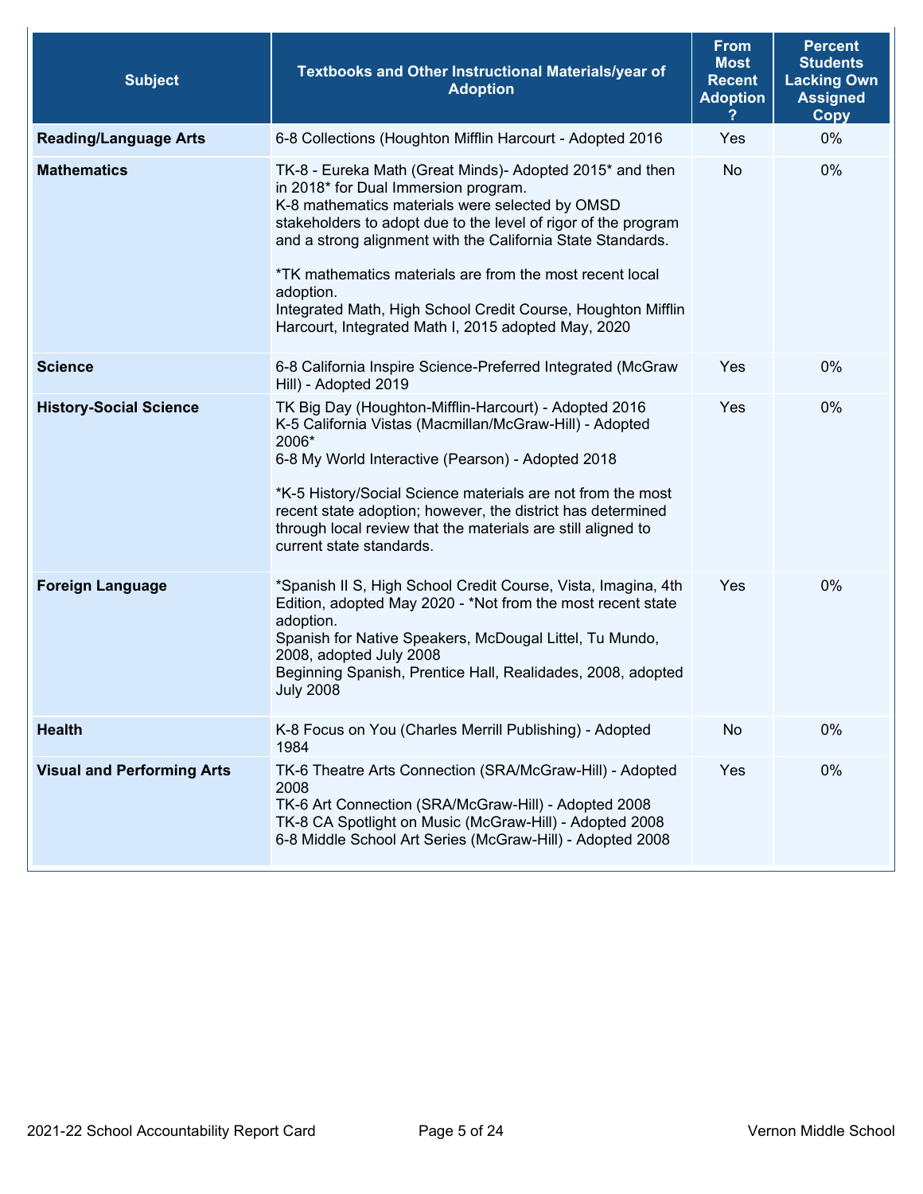| Subject | Textbooks and Other Instructional Materials/year of Adoption | From Most Recent Adoption ? | Percent Students Lacking Own Assigned Copy |
|---|---|---|---|
| **Reading/Language Arts** | 6-8 Collections (Houghton Mifflin Harcourt - Adopted 2016 | Yes | 0% |
| **Mathematics** | TK-8 - Eureka Math (Great Minds)- Adopted 2015* and then in 2018* for Dual Immersion program.<br>K-8 mathematics materials were selected by OMSD stakeholders to adopt due to the level of rigor of the program and a strong alignment with the California State Standards.<br><br>*TK mathematics materials are from the most recent local adoption.<br>Integrated Math, High School Credit Course, Houghton Mifflin Harcourt, Integrated Math I, 2015 adopted May, 2020 | No | 0% |
| **Science** | 6-8 California Inspire Science-Preferred Integrated (McGraw Hill) - Adopted 2019 | Yes | 0% |
| **History-Social Science** | TK Big Day (Houghton-Mifflin-Harcourt) - Adopted 2016<br>K-5 California Vistas (Macmillan/McGraw-Hill) - Adopted 2006*<br>6-8 My World Interactive (Pearson) - Adopted 2018<br><br>*K-5 History/Social Science materials are not from the most recent state adoption; however, the district has determined through local review that the materials are still aligned to current state standards. | Yes | 0% |
| **Foreign Language** | *Spanish II S, High School Credit Course, Vista, Imagina, 4th Edition, adopted May 2020 - *Not from the most recent state adoption.<br>Spanish for Native Speakers, McDougal Littel, Tu Mundo, 2008, adopted July 2008<br>Beginning Spanish, Prentice Hall, Realidades, 2008, adopted July 2008 | Yes | 0% |
| **Health** | K-8 Focus on You (Charles Merrill Publishing) - Adopted 1984 | No | 0% |
| **Visual and Performing Arts** | TK-6 Theatre Arts Connection (SRA/McGraw-Hill) - Adopted 2008<br>TK-6 Art Connection (SRA/McGraw-Hill) - Adopted 2008<br>TK-8 CA Spotlight on Music (McGraw-Hill) - Adopted 2008<br>6-8 Middle School Art Series (McGraw-Hill) - Adopted 2008 | Yes | 0% |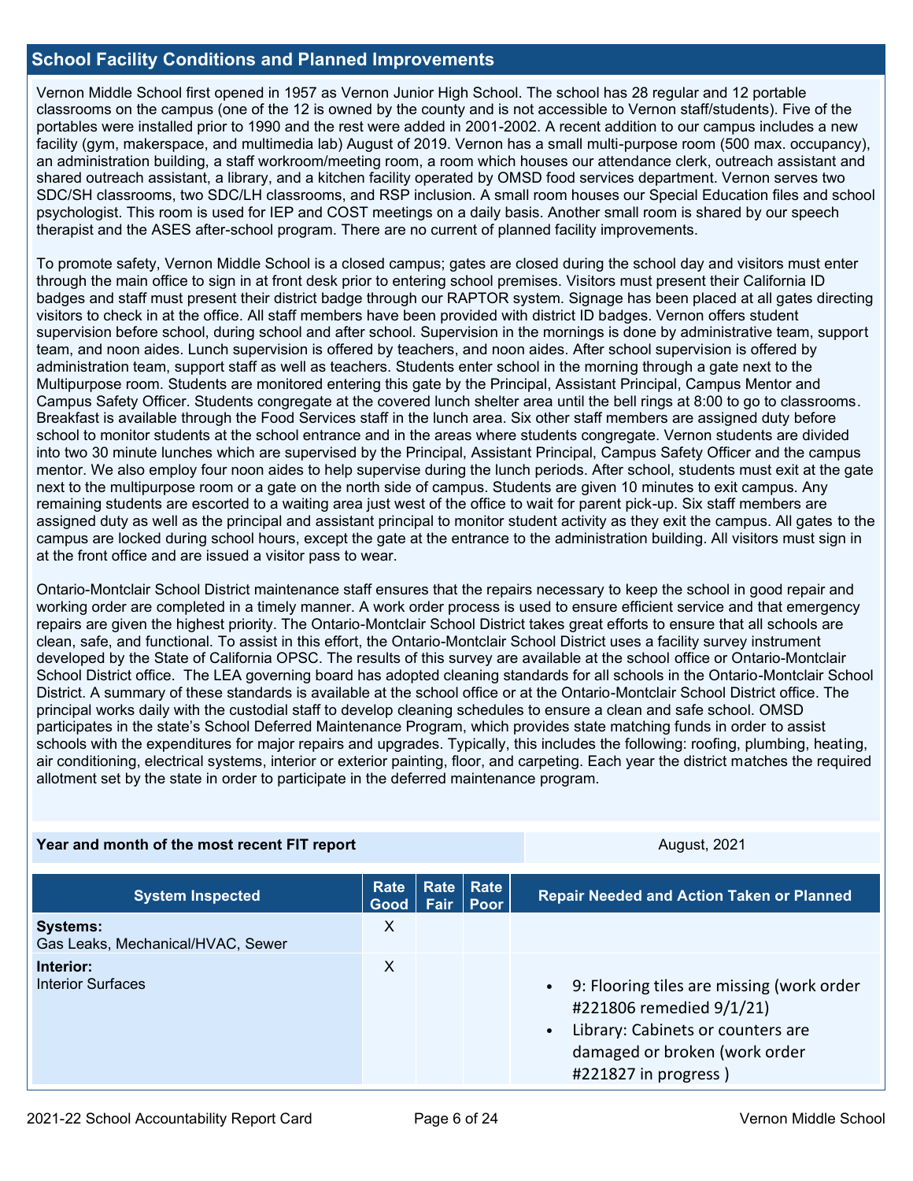## School Facility Conditions and Planned Improvements

Vernon Middle School first opened in 1957 as Vernon Junior High School. The school has 28 regular and 12 portable classrooms on the campus (one of the 12 is owned by the county and is not accessible to Vernon staff/students). Five of the portables were installed prior to 1990 and the rest were added in 2001-2002. A recent addition to our campus includes a new facility (gym, makerspace, and multimedia lab) August of 2019. Vernon has a small multi-purpose room (500 max. occupancy), an administration building, a staff workroom/meeting room, a room which houses our attendance clerk, outreach assistant and shared outreach assistant, a library, and a kitchen facility operated by OMSD food services department. Vernon serves two SDC/SH classrooms, two SDC/LH classrooms, and RSP inclusion. A small room houses our Special Education files and school psychologist. This room is used for IEP and COST meetings on a daily basis. Another small room is shared by our speech therapist and the ASES after-school program. There are no current of planned facility improvements.

To promote safety, Vernon Middle School is a closed campus; gates are closed during the school day and visitors must enter through the main office to sign in at front desk prior to entering school premises. Visitors must present their California ID badges and staff must present their district badge through our RAPTOR system. Signage has been placed at all gates directing visitors to check in at the office. All staff members have been provided with district ID badges. Vernon offers student supervision before school, during school and after school. Supervision in the mornings is done by administrative team, support team, and noon aides. Lunch supervision is offered by teachers, and noon aides. After school supervision is offered by administration team, support staff as well as teachers. Students enter school in the morning through a gate next to the Multipurpose room. Students are monitored entering this gate by the Principal, Assistant Principal, Campus Mentor and Campus Safety Officer. Students congregate at the covered lunch shelter area until the bell rings at 8:00 to go to classrooms. Breakfast is available through the Food Services staff in the lunch area. Six other staff members are assigned duty before school to monitor students at the school entrance and in the areas where students congregate. Vernon students are divided into two 30 minute lunches which are supervised by the Principal, Assistant Principal, Campus Safety Officer and the campus mentor. We also employ four noon aides to help supervise during the lunch periods. After school, students must exit at the gate next to the multipurpose room or a gate on the north side of campus. Students are given 10 minutes to exit campus. Any remaining students are escorted to a waiting area just west of the office to wait for parent pick-up. Six staff members are assigned duty as well as the principal and assistant principal to monitor student activity as they exit the campus. All gates to the campus are locked during school hours, except the gate at the entrance to the administration building. All visitors must sign in at the front office and are issued a visitor pass to wear.

Ontario-Montclair School District maintenance staff ensures that the repairs necessary to keep the school in good repair and working order are completed in a timely manner. A work order process is used to ensure efficient service and that emergency repairs are given the highest priority. The Ontario-Montclair School District takes great efforts to ensure that all schools are clean, safe, and functional. To assist in this effort, the Ontario-Montclair School District uses a facility survey instrument developed by the State of California OPSC. The results of this survey are available at the school office or Ontario-Montclair School District office. The LEA governing board has adopted cleaning standards for all schools in the Ontario-Montclair School District. A summary of these standards is available at the school office or at the Ontario-Montclair School District office. The principal works daily with the custodial staff to develop cleaning schedules to ensure a clean and safe school. OMSD participates in the state's School Deferred Maintenance Program, which provides state matching funds in order to assist schools with the expenditures for major repairs and upgrades. Typically, this includes the following: roofing, plumbing, heating, air conditioning, electrical systems, interior or exterior painting, floor, and carpeting. Each year the district matches the required allotment set by the state in order to participate in the deferred maintenance program.

| Year and month of the most recent FIT report | August, 2021 |
|---|---|

| System Inspected | Rate Good | Rate Fair | Rate Poor | Repair Needed and Action Taken or Planned |
|---|---|---|---|---|
| **Systems:** Gas Leaks, Mechanical/HVAC, Sewer | X | | | |
| **Interior:** Interior Surfaces | X | | | • 9: Flooring tiles are missing (work order #221806 remedied 9/1/21) • Library: Cabinets or counters are damaged or broken (work order #221827 in progress ) |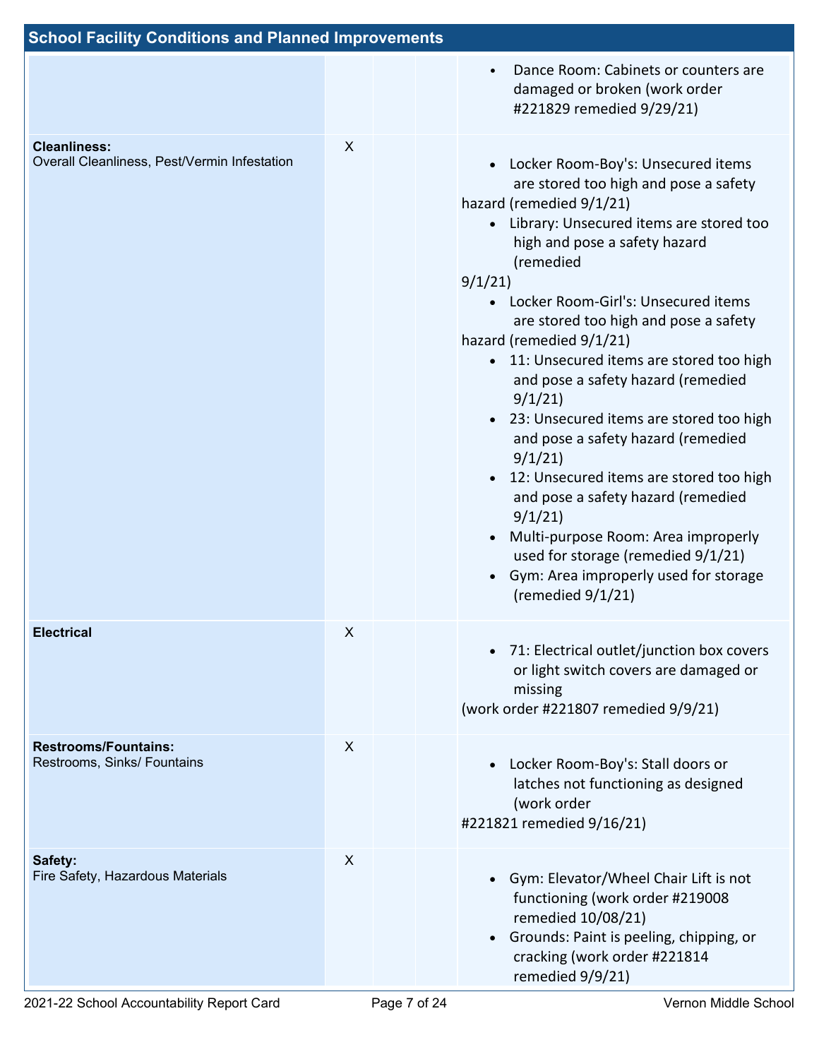## School Facility Conditions and Planned Improvements

| | | | | |
|---|---|---|---|---|
| | | | | • Dance Room: Cabinets or counters are damaged or broken (work order #221829 remedied 9/29/21) |
| **Cleanliness:** Overall Cleanliness, Pest/Vermin Infestation | X | | | • Locker Room-Boy's: Unsecured items are stored too high and pose a safety hazard (remedied 9/1/21)<br>• Library: Unsecured items are stored too high and pose a safety hazard (remedied 9/1/21)<br>• Locker Room-Girl's: Unsecured items are stored too high and pose a safety hazard (remedied 9/1/21)<br>• 11: Unsecured items are stored too high and pose a safety hazard (remedied 9/1/21)<br>• 23: Unsecured items are stored too high and pose a safety hazard (remedied 9/1/21)<br>• 12: Unsecured items are stored too high and pose a safety hazard (remedied 9/1/21)<br>• Multi-purpose Room: Area improperly used for storage (remedied 9/1/21)<br>• Gym: Area improperly used for storage (remedied 9/1/21) |
| **Electrical** | X | | | • 71: Electrical outlet/junction box covers or light switch covers are damaged or missing (work order #221807 remedied 9/9/21) |
| **Restrooms/Fountains:** Restrooms, Sinks/ Fountains | X | | | • Locker Room-Boy's: Stall doors or latches not functioning as designed (work order #221821 remedied 9/16/21) |
| **Safety:** Fire Safety, Hazardous Materials | X | | | • Gym: Elevator/Wheel Chair Lift is not functioning (work order #219008 remedied 10/08/21)<br>• Grounds: Paint is peeling, chipping, or cracking (work order #221814 remedied 9/9/21) |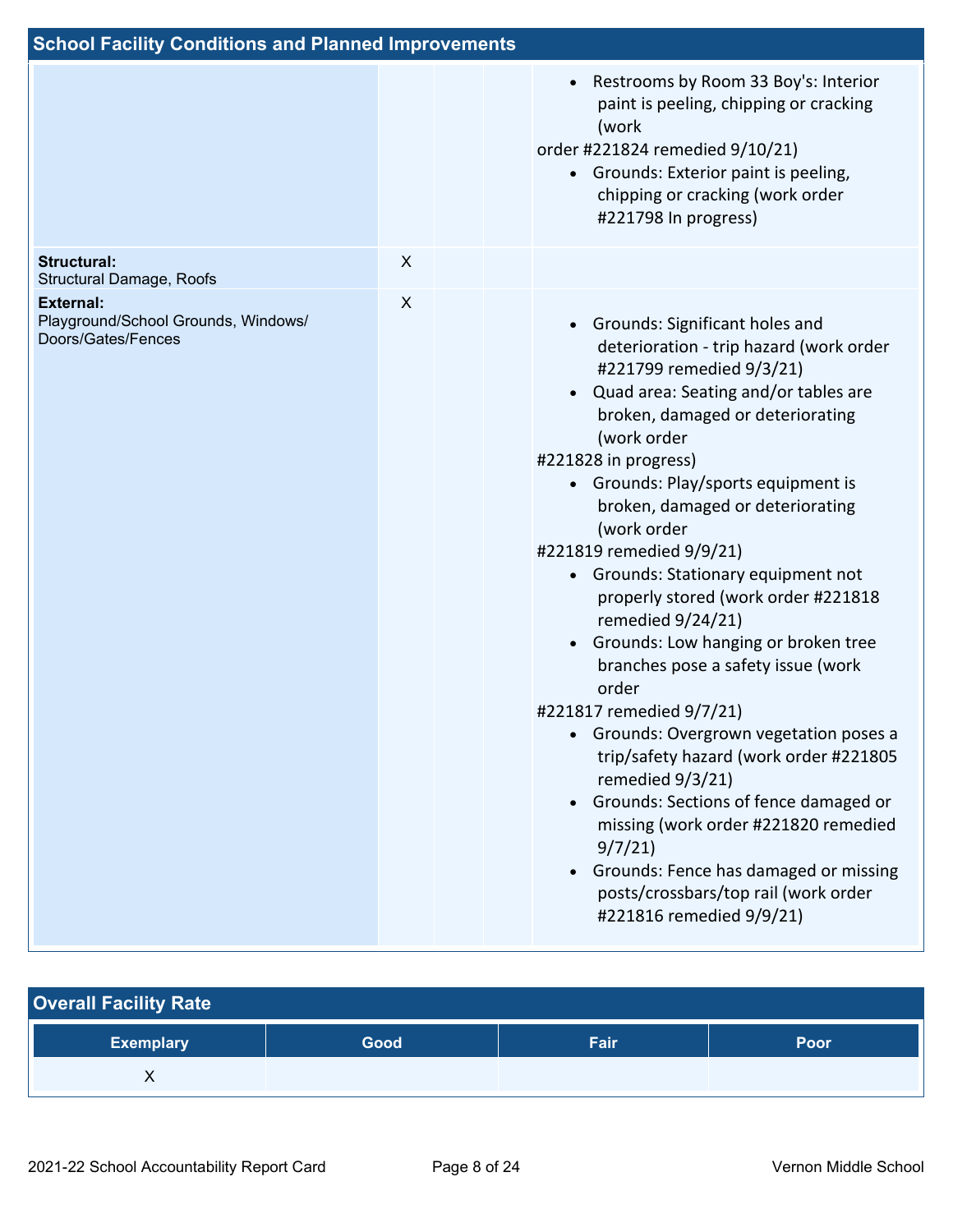## School Facility Conditions and Planned Improvements

| System Inspected | Good | Fair | Poor | Repair Needed and Action Taken or Planned |
|---|---|---|---|---|
| | | | | • Restrooms by Room 33 Boy's: Interior paint is peeling, chipping or cracking (work order #221824 remedied 9/10/21)<br>• Grounds: Exterior paint is peeling, chipping or cracking (work order #221798 In progress) |
| **Structural:** Structural Damage, Roofs | X | | | |
| **External:** Playground/School Grounds, Windows/ Doors/Gates/Fences | X | | | • Grounds: Significant holes and deterioration - trip hazard (work order #221799 remedied 9/3/21)<br>• Quad area: Seating and/or tables are broken, damaged or deteriorating (work order #221828 in progress)<br>• Grounds: Play/sports equipment is broken, damaged or deteriorating (work order #221819 remedied 9/9/21)<br>• Grounds: Stationary equipment not properly stored (work order #221818 remedied 9/24/21)<br>• Grounds: Low hanging or broken tree branches pose a safety issue (work order #221817 remedied 9/7/21)<br>• Grounds: Overgrown vegetation poses a trip/safety hazard (work order #221805 remedied 9/3/21)<br>• Grounds: Sections of fence damaged or missing (work order #221820 remedied 9/7/21)<br>• Grounds: Fence has damaged or missing posts/crossbars/top rail (work order #221816 remedied 9/9/21) |

## Overall Facility Rate

| Exemplary | Good | Fair | Poor |
|---|---|---|---|
| X | | | |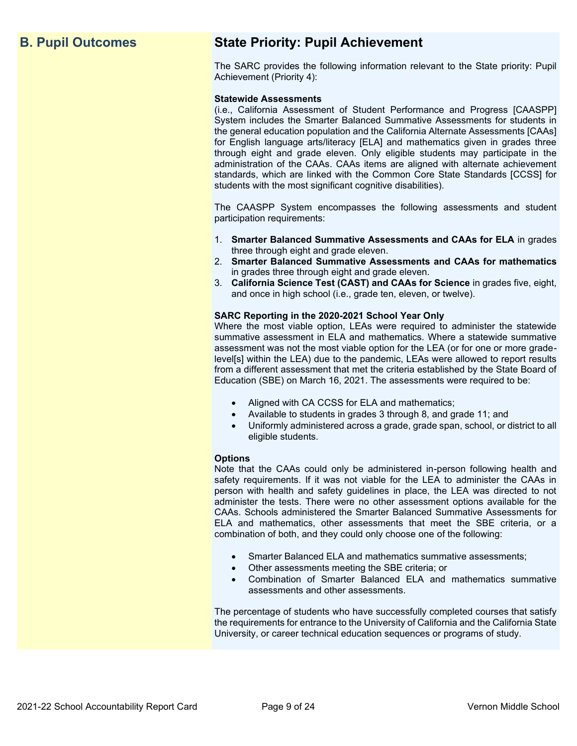## B. Pupil Outcomes

## State Priority: Pupil Achievement

The SARC provides the following information relevant to the State priority: Pupil Achievement (Priority 4):

**Statewide Assessments**
(i.e., California Assessment of Student Performance and Progress [CAASPP] System includes the Smarter Balanced Summative Assessments for students in the general education population and the California Alternate Assessments [CAAs] for English language arts/literacy [ELA] and mathematics given in grades three through eight and grade eleven. Only eligible students may participate in the administration of the CAAs. CAAs items are aligned with alternate achievement standards, which are linked with the Common Core State Standards [CCSS] for students with the most significant cognitive disabilities).

The CAASPP System encompasses the following assessments and student participation requirements:

1. **Smarter Balanced Summative Assessments and CAAs for ELA** in grades three through eight and grade eleven.
2. **Smarter Balanced Summative Assessments and CAAs for mathematics** in grades three through eight and grade eleven.
3. **California Science Test (CAST) and CAAs for Science** in grades five, eight, and once in high school (i.e., grade ten, eleven, or twelve).

**SARC Reporting in the 2020-2021 School Year Only**
Where the most viable option, LEAs were required to administer the statewide summative assessment in ELA and mathematics. Where a statewide summative assessment was not the most viable option for the LEA (or for one or more grade-level[s] within the LEA) due to the pandemic, LEAs were allowed to report results from a different assessment that met the criteria established by the State Board of Education (SBE) on March 16, 2021. The assessments were required to be:

- Aligned with CA CCSS for ELA and mathematics;
- Available to students in grades 3 through 8, and grade 11; and
- Uniformly administered across a grade, grade span, school, or district to all eligible students.

**Options**
Note that the CAAs could only be administered in-person following health and safety requirements. If it was not viable for the LEA to administer the CAAs in person with health and safety guidelines in place, the LEA was directed to not administer the tests. There were no other assessment options available for the CAAs. Schools administered the Smarter Balanced Summative Assessments for ELA and mathematics, other assessments that meet the SBE criteria, or a combination of both, and they could only choose one of the following:

- Smarter Balanced ELA and mathematics summative assessments;
- Other assessments meeting the SBE criteria; or
- Combination of Smarter Balanced ELA and mathematics summative assessments and other assessments.

The percentage of students who have successfully completed courses that satisfy the requirements for entrance to the University of California and the California State University, or career technical education sequences or programs of study.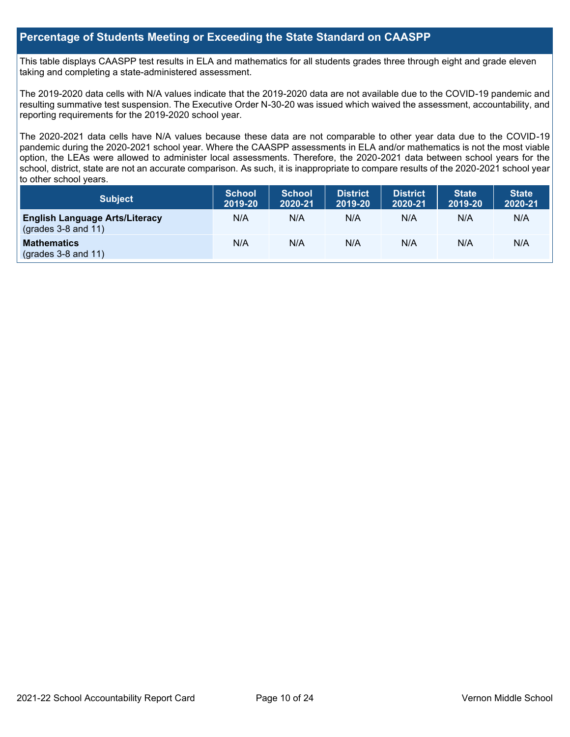## Percentage of Students Meeting or Exceeding the State Standard on CAASPP

This table displays CAASPP test results in ELA and mathematics for all students grades three through eight and grade eleven taking and completing a state-administered assessment.

The 2019-2020 data cells with N/A values indicate that the 2019-2020 data are not available due to the COVID-19 pandemic and resulting summative test suspension. The Executive Order N-30-20 was issued which waived the assessment, accountability, and reporting requirements for the 2019-2020 school year.

The 2020-2021 data cells have N/A values because these data are not comparable to other year data due to the COVID-19 pandemic during the 2020-2021 school year. Where the CAASPP assessments in ELA and/or mathematics is not the most viable option, the LEAs were allowed to administer local assessments. Therefore, the 2020-2021 data between school years for the school, district, state are not an accurate comparison. As such, it is inappropriate to compare results of the 2020-2021 school year to other school years.

| Subject | School 2019-20 | School 2020-21 | District 2019-20 | District 2020-21 | State 2019-20 | State 2020-21 |
|---|---|---|---|---|---|---|
| **English Language Arts/Literacy** (grades 3-8 and 11) | N/A | N/A | N/A | N/A | N/A | N/A |
| **Mathematics** (grades 3-8 and 11) | N/A | N/A | N/A | N/A | N/A | N/A |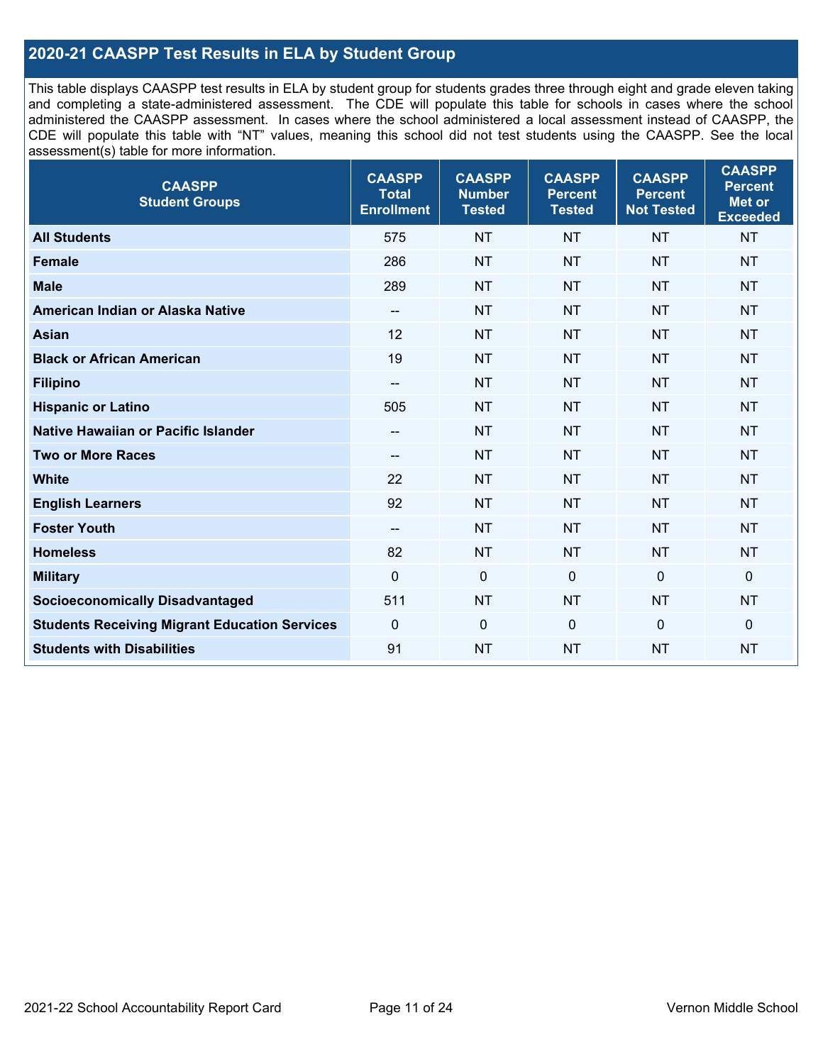## 2020-21 CAASPP Test Results in ELA by Student Group

This table displays CAASPP test results in ELA by student group for students grades three through eight and grade eleven taking and completing a state-administered assessment. The CDE will populate this table for schools in cases where the school administered the CAASPP assessment. In cases where the school administered a local assessment instead of CAASPP, the CDE will populate this table with "NT" values, meaning this school did not test students using the CAASPP. See the local assessment(s) table for more information.

| CAASPP Student Groups | CAASPP Total Enrollment | CAASPP Number Tested | CAASPP Percent Tested | CAASPP Percent Not Tested | CAASPP Percent Met or Exceeded |
|---|---|---|---|---|---|
| **All Students** | 575 | NT | NT | NT | NT |
| **Female** | 286 | NT | NT | NT | NT |
| **Male** | 289 | NT | NT | NT | NT |
| **American Indian or Alaska Native** | -- | NT | NT | NT | NT |
| **Asian** | 12 | NT | NT | NT | NT |
| **Black or African American** | 19 | NT | NT | NT | NT |
| **Filipino** | -- | NT | NT | NT | NT |
| **Hispanic or Latino** | 505 | NT | NT | NT | NT |
| **Native Hawaiian or Pacific Islander** | -- | NT | NT | NT | NT |
| **Two or More Races** | -- | NT | NT | NT | NT |
| **White** | 22 | NT | NT | NT | NT |
| **English Learners** | 92 | NT | NT | NT | NT |
| **Foster Youth** | -- | NT | NT | NT | NT |
| **Homeless** | 82 | NT | NT | NT | NT |
| **Military** | 0 | 0 | 0 | 0 | 0 |
| **Socioeconomically Disadvantaged** | 511 | NT | NT | NT | NT |
| **Students Receiving Migrant Education Services** | 0 | 0 | 0 | 0 | 0 |
| **Students with Disabilities** | 91 | NT | NT | NT | NT |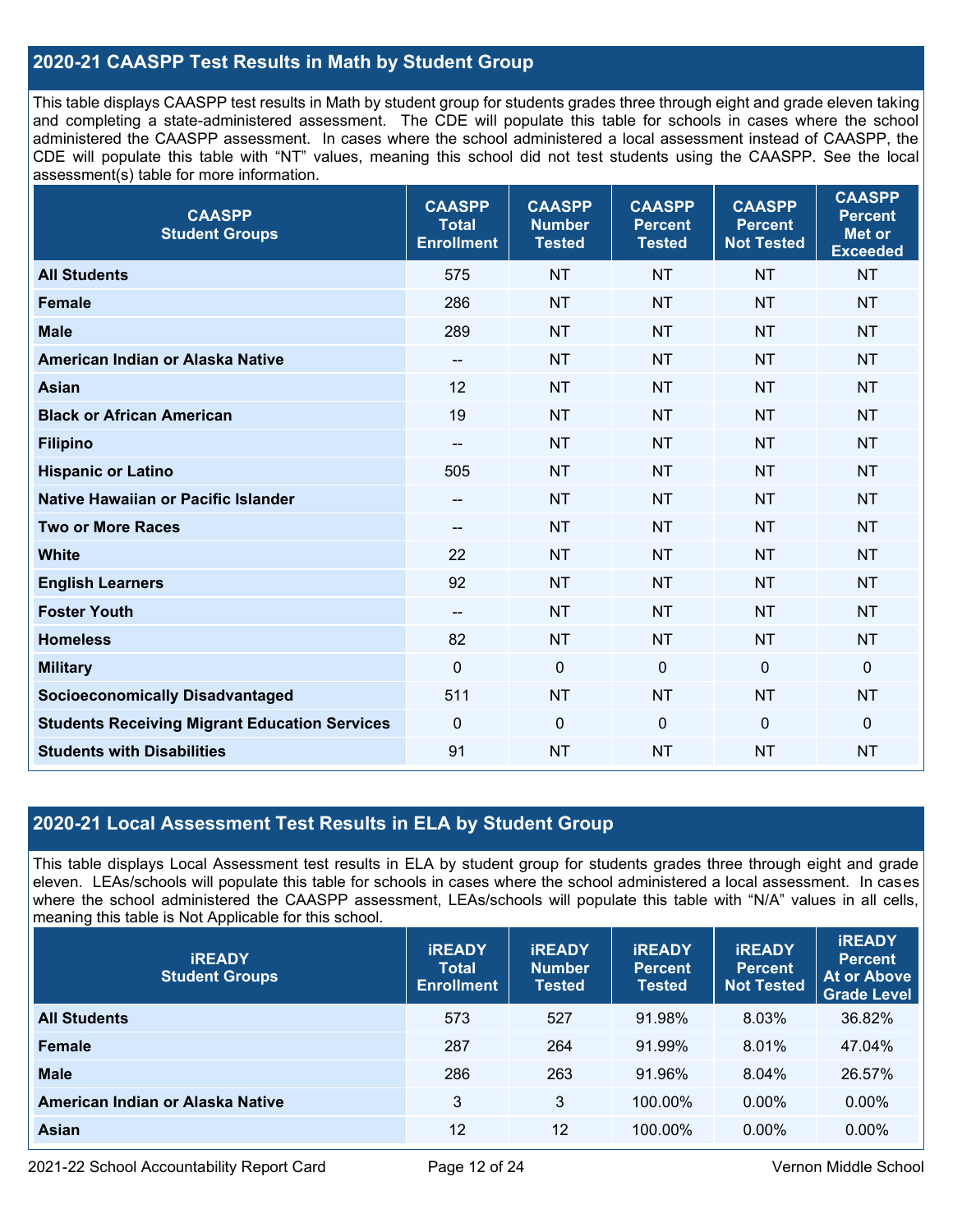## 2020-21 CAASPP Test Results in Math by Student Group

This table displays CAASPP test results in Math by student group for students grades three through eight and grade eleven taking and completing a state-administered assessment. The CDE will populate this table for schools in cases where the school administered the CAASPP assessment. In cases where the school administered a local assessment instead of CAASPP, the CDE will populate this table with "NT" values, meaning this school did not test students using the CAASPP. See the local assessment(s) table for more information.

| CAASPP Student Groups | CAASPP Total Enrollment | CAASPP Number Tested | CAASPP Percent Tested | CAASPP Percent Not Tested | CAASPP Percent Met or Exceeded |
|---|---|---|---|---|---|
| **All Students** | 575 | NT | NT | NT | NT |
| **Female** | 286 | NT | NT | NT | NT |
| **Male** | 289 | NT | NT | NT | NT |
| **American Indian or Alaska Native** | -- | NT | NT | NT | NT |
| **Asian** | 12 | NT | NT | NT | NT |
| **Black or African American** | 19 | NT | NT | NT | NT |
| **Filipino** | -- | NT | NT | NT | NT |
| **Hispanic or Latino** | 505 | NT | NT | NT | NT |
| **Native Hawaiian or Pacific Islander** | -- | NT | NT | NT | NT |
| **Two or More Races** | -- | NT | NT | NT | NT |
| **White** | 22 | NT | NT | NT | NT |
| **English Learners** | 92 | NT | NT | NT | NT |
| **Foster Youth** | -- | NT | NT | NT | NT |
| **Homeless** | 82 | NT | NT | NT | NT |
| **Military** | 0 | 0 | 0 | 0 | 0 |
| **Socioeconomically Disadvantaged** | 511 | NT | NT | NT | NT |
| **Students Receiving Migrant Education Services** | 0 | 0 | 0 | 0 | 0 |
| **Students with Disabilities** | 91 | NT | NT | NT | NT |

## 2020-21 Local Assessment Test Results in ELA by Student Group

This table displays Local Assessment test results in ELA by student group for students grades three through eight and grade eleven. LEAs/schools will populate this table for schools in cases where the school administered a local assessment. In cases where the school administered the CAASPP assessment, LEAs/schools will populate this table with "N/A" values in all cells, meaning this table is Not Applicable for this school.

| iREADY Student Groups | iREADY Total Enrollment | iREADY Number Tested | iREADY Percent Tested | iREADY Percent Not Tested | iREADY Percent At or Above Grade Level |
|---|---|---|---|---|---|
| **All Students** | 573 | 527 | 91.98% | 8.03% | 36.82% |
| **Female** | 287 | 264 | 91.99% | 8.01% | 47.04% |
| **Male** | 286 | 263 | 91.96% | 8.04% | 26.57% |
| **American Indian or Alaska Native** | 3 | 3 | 100.00% | 0.00% | 0.00% |
| **Asian** | 12 | 12 | 100.00% | 0.00% | 0.00% |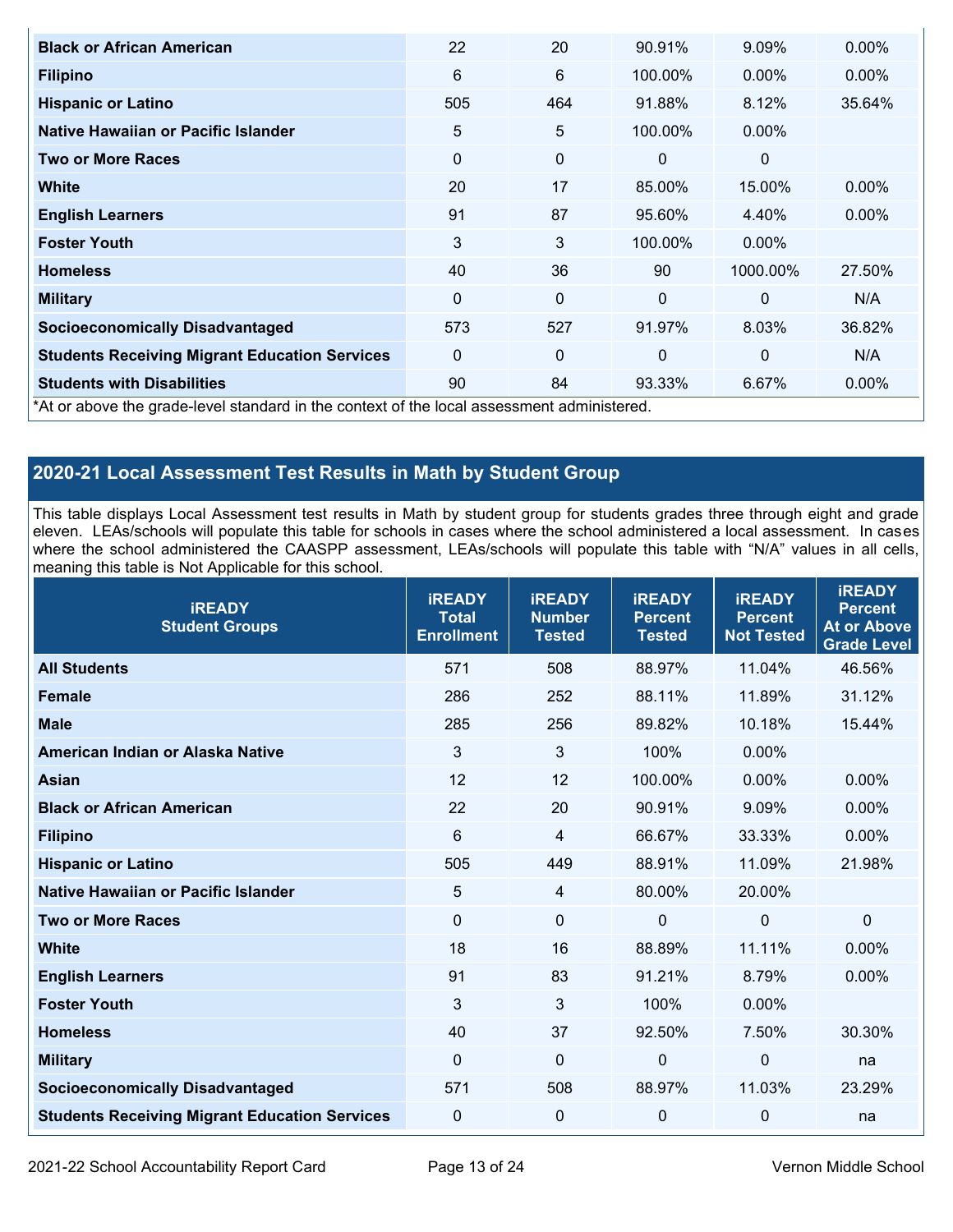| Black or African American | 22 | 20 | 90.91% | 9.09% | 0.00% |
|---|---|---|---|---|---|
| Filipino | 6 | 6 | 100.00% | 0.00% | 0.00% |
| Hispanic or Latino | 505 | 464 | 91.88% | 8.12% | 35.64% |
| Native Hawaiian or Pacific Islander | 5 | 5 | 100.00% | 0.00% | |
| Two or More Races | 0 | 0 | 0 | 0 | |
| White | 20 | 17 | 85.00% | 15.00% | 0.00% |
| English Learners | 91 | 87 | 95.60% | 4.40% | 0.00% |
| Foster Youth | 3 | 3 | 100.00% | 0.00% | |
| Homeless | 40 | 36 | 90 | 1000.00% | 27.50% |
| Military | 0 | 0 | 0 | 0 | N/A |
| Socioeconomically Disadvantaged | 573 | 527 | 91.97% | 8.03% | 36.82% |
| Students Receiving Migrant Education Services | 0 | 0 | 0 | 0 | N/A |
| Students with Disabilities | 90 | 84 | 93.33% | 6.67% | 0.00% |

*At or above the grade-level standard in the context of the local assessment administered.

## 2020-21 Local Assessment Test Results in Math by Student Group

This table displays Local Assessment test results in Math by student group for students grades three through eight and grade eleven. LEAs/schools will populate this table for schools in cases where the school administered a local assessment. In cases where the school administered the CAASPP assessment, LEAs/schools will populate this table with "N/A" values in all cells, meaning this table is Not Applicable for this school.

| iREADY Student Groups | iREADY Total Enrollment | iREADY Number Tested | iREADY Percent Tested | iREADY Percent Not Tested | iREADY Percent At or Above Grade Level |
|---|---|---|---|---|---|
| All Students | 571 | 508 | 88.97% | 11.04% | 46.56% |
| Female | 286 | 252 | 88.11% | 11.89% | 31.12% |
| Male | 285 | 256 | 89.82% | 10.18% | 15.44% |
| American Indian or Alaska Native | 3 | 3 | 100% | 0.00% | |
| Asian | 12 | 12 | 100.00% | 0.00% | 0.00% |
| Black or African American | 22 | 20 | 90.91% | 9.09% | 0.00% |
| Filipino | 6 | 4 | 66.67% | 33.33% | 0.00% |
| Hispanic or Latino | 505 | 449 | 88.91% | 11.09% | 21.98% |
| Native Hawaiian or Pacific Islander | 5 | 4 | 80.00% | 20.00% | |
| Two or More Races | 0 | 0 | 0 | 0 | 0 |
| White | 18 | 16 | 88.89% | 11.11% | 0.00% |
| English Learners | 91 | 83 | 91.21% | 8.79% | 0.00% |
| Foster Youth | 3 | 3 | 100% | 0.00% | |
| Homeless | 40 | 37 | 92.50% | 7.50% | 30.30% |
| Military | 0 | 0 | 0 | 0 | na |
| Socioeconomically Disadvantaged | 571 | 508 | 88.97% | 11.03% | 23.29% |
| Students Receiving Migrant Education Services | 0 | 0 | 0 | 0 | na |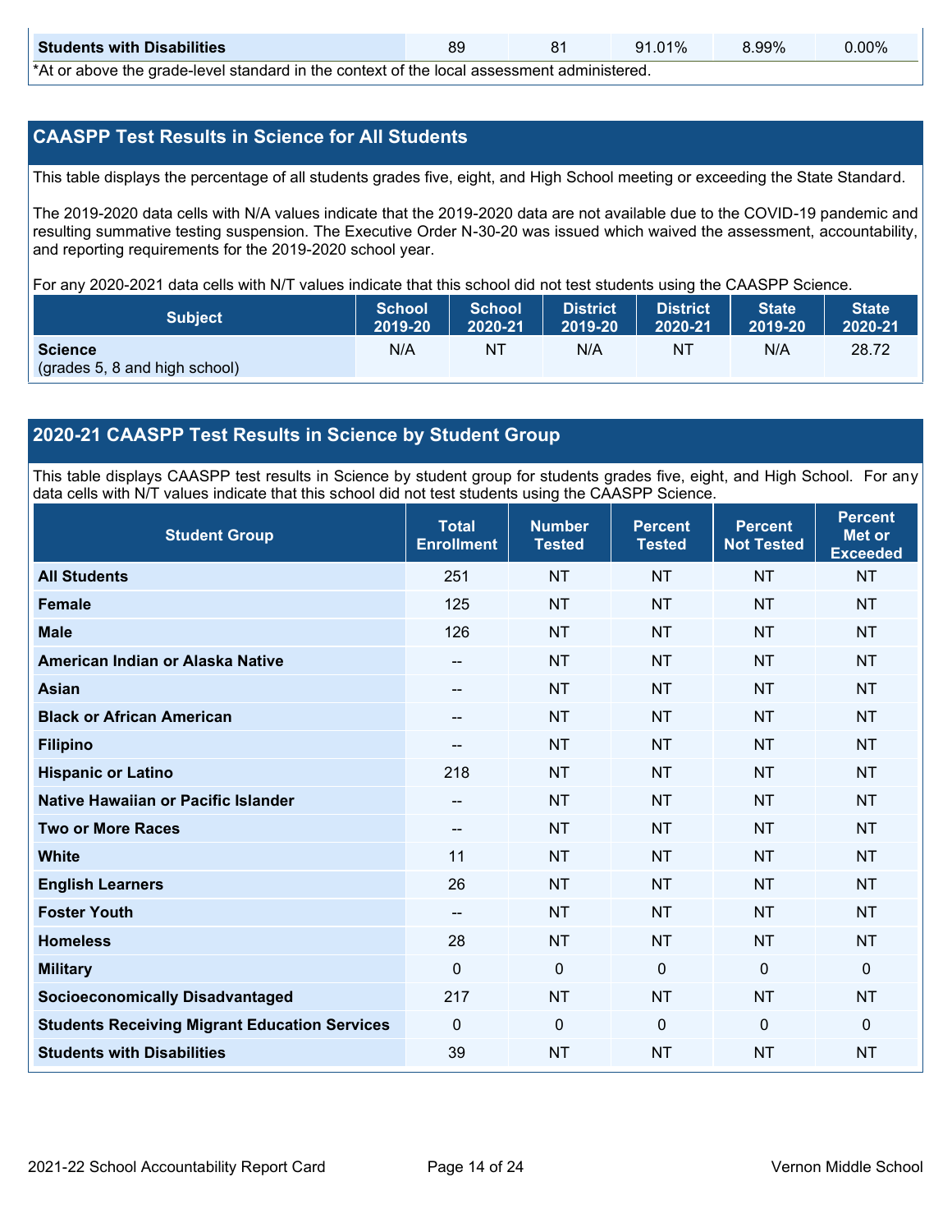| Students with Disabilities | 89 | 81 | 91.01% | 8.99% | 0.00% |
|---|---|---|---|---|---|

*At or above the grade-level standard in the context of the local assessment administered.

## CAASPP Test Results in Science for All Students

This table displays the percentage of all students grades five, eight, and High School meeting or exceeding the State Standard.

The 2019-2020 data cells with N/A values indicate that the 2019-2020 data are not available due to the COVID-19 pandemic and resulting summative testing suspension. The Executive Order N-30-20 was issued which waived the assessment, accountability, and reporting requirements for the 2019-2020 school year.

For any 2020-2021 data cells with N/T values indicate that this school did not test students using the CAASPP Science.

| Subject | School 2019-20 | School 2020-21 | District 2019-20 | District 2020-21 | State 2019-20 | State 2020-21 |
|---|---|---|---|---|---|---|
| **Science** (grades 5, 8 and high school) | N/A | NT | N/A | NT | N/A | 28.72 |

## 2020-21 CAASPP Test Results in Science by Student Group

This table displays CAASPP test results in Science by student group for students grades five, eight, and High School. For any data cells with N/T values indicate that this school did not test students using the CAASPP Science.

| Student Group | Total Enrollment | Number Tested | Percent Tested | Percent Not Tested | Percent Met or Exceeded |
|---|---|---|---|---|---|
| **All Students** | 251 | NT | NT | NT | NT |
| **Female** | 125 | NT | NT | NT | NT |
| **Male** | 126 | NT | NT | NT | NT |
| **American Indian or Alaska Native** | -- | NT | NT | NT | NT |
| **Asian** | -- | NT | NT | NT | NT |
| **Black or African American** | -- | NT | NT | NT | NT |
| **Filipino** | -- | NT | NT | NT | NT |
| **Hispanic or Latino** | 218 | NT | NT | NT | NT |
| **Native Hawaiian or Pacific Islander** | -- | NT | NT | NT | NT |
| **Two or More Races** | -- | NT | NT | NT | NT |
| **White** | 11 | NT | NT | NT | NT |
| **English Learners** | 26 | NT | NT | NT | NT |
| **Foster Youth** | -- | NT | NT | NT | NT |
| **Homeless** | 28 | NT | NT | NT | NT |
| **Military** | 0 | 0 | 0 | 0 | 0 |
| **Socioeconomically Disadvantaged** | 217 | NT | NT | NT | NT |
| **Students Receiving Migrant Education Services** | 0 | 0 | 0 | 0 | 0 |
| **Students with Disabilities** | 39 | NT | NT | NT | NT |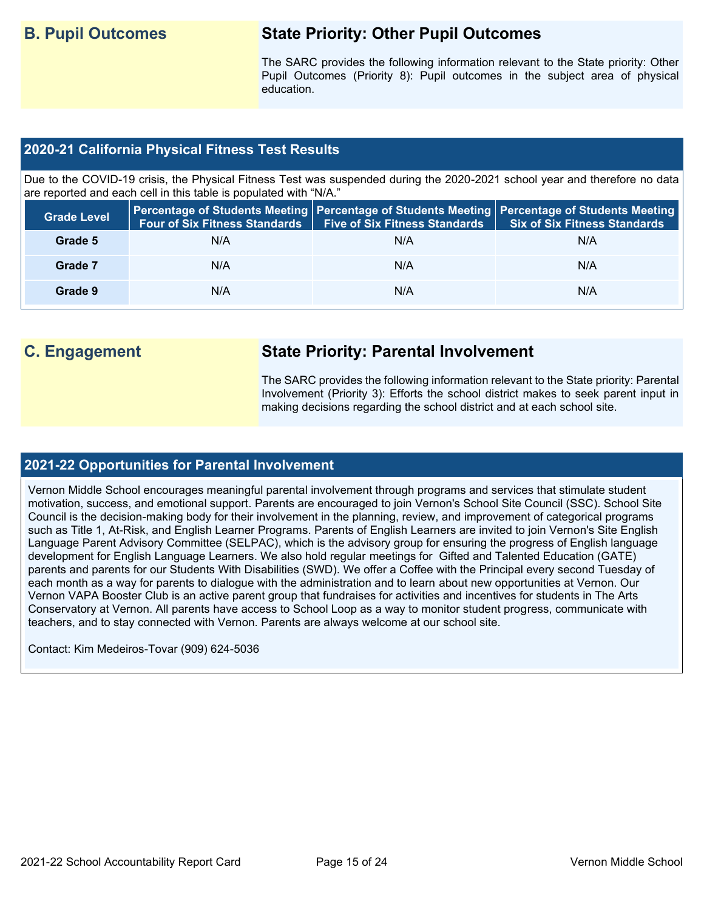## B. Pupil Outcomes

### State Priority: Other Pupil Outcomes

The SARC provides the following information relevant to the State priority: Other Pupil Outcomes (Priority 8): Pupil outcomes in the subject area of physical education.

## 2020-21 California Physical Fitness Test Results

Due to the COVID-19 crisis, the Physical Fitness Test was suspended during the 2020-2021 school year and therefore no data are reported and each cell in this table is populated with "N/A."

| Grade Level | Percentage of Students Meeting Four of Six Fitness Standards | Percentage of Students Meeting Five of Six Fitness Standards | Percentage of Students Meeting Six of Six Fitness Standards |
|---|---|---|---|
| Grade 5 | N/A | N/A | N/A |
| Grade 7 | N/A | N/A | N/A |
| Grade 9 | N/A | N/A | N/A |

## C. Engagement

### State Priority: Parental Involvement

The SARC provides the following information relevant to the State priority: Parental Involvement (Priority 3): Efforts the school district makes to seek parent input in making decisions regarding the school district and at each school site.

## 2021-22 Opportunities for Parental Involvement

Vernon Middle School encourages meaningful parental involvement through programs and services that stimulate student motivation, success, and emotional support. Parents are encouraged to join Vernon's School Site Council (SSC). School Site Council is the decision-making body for their involvement in the planning, review, and improvement of categorical programs such as Title 1, At-Risk, and English Learner Programs. Parents of English Learners are invited to join Vernon's Site English Language Parent Advisory Committee (SELPAC), which is the advisory group for ensuring the progress of English language development for English Language Learners. We also hold regular meetings for Gifted and Talented Education (GATE) parents and parents for our Students With Disabilities (SWD). We offer a Coffee with the Principal every second Tuesday of each month as a way for parents to dialogue with the administration and to learn about new opportunities at Vernon. Our Vernon VAPA Booster Club is an active parent group that fundraises for activities and incentives for students in The Arts Conservatory at Vernon. All parents have access to School Loop as a way to monitor student progress, communicate with teachers, and to stay connected with Vernon. Parents are always welcome at our school site.

Contact: Kim Medeiros-Tovar (909) 624-5036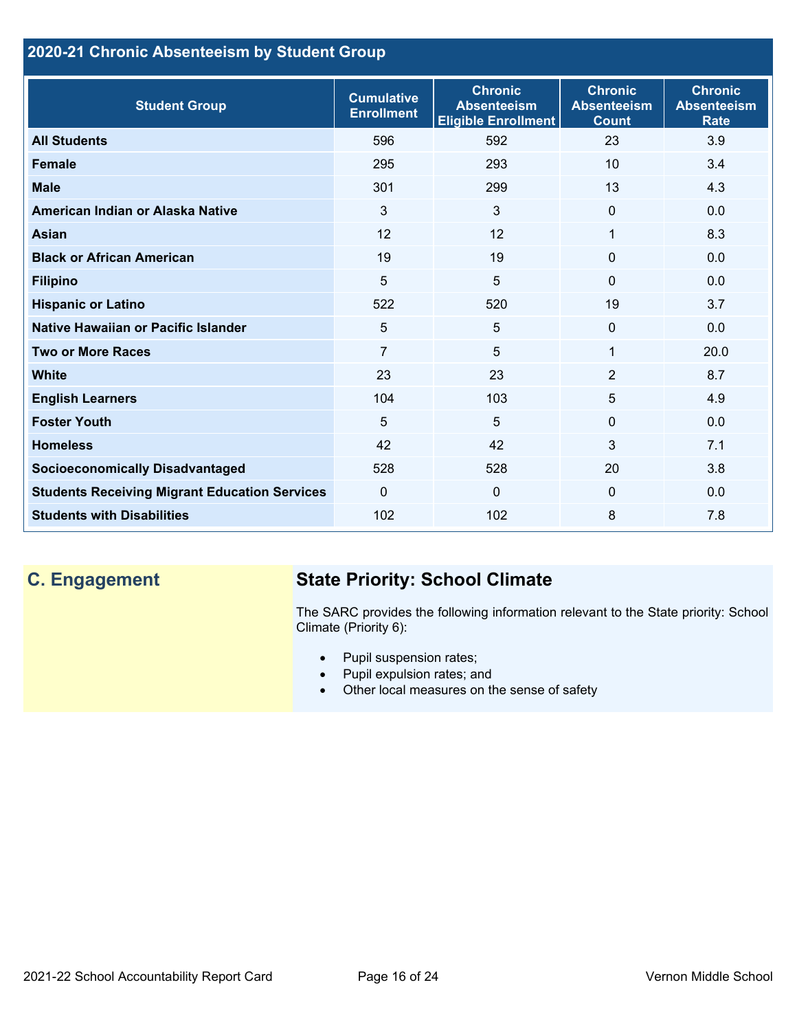## 2020-21 Chronic Absenteeism by Student Group

| Student Group | Cumulative Enrollment | Chronic Absenteeism Eligible Enrollment | Chronic Absenteeism Count | Chronic Absenteeism Rate |
|---|---|---|---|---|
| **All Students** | 596 | 592 | 23 | 3.9 |
| **Female** | 295 | 293 | 10 | 3.4 |
| **Male** | 301 | 299 | 13 | 4.3 |
| **American Indian or Alaska Native** | 3 | 3 | 0 | 0.0 |
| **Asian** | 12 | 12 | 1 | 8.3 |
| **Black or African American** | 19 | 19 | 0 | 0.0 |
| **Filipino** | 5 | 5 | 0 | 0.0 |
| **Hispanic or Latino** | 522 | 520 | 19 | 3.7 |
| **Native Hawaiian or Pacific Islander** | 5 | 5 | 0 | 0.0 |
| **Two or More Races** | 7 | 5 | 1 | 20.0 |
| **White** | 23 | 23 | 2 | 8.7 |
| **English Learners** | 104 | 103 | 5 | 4.9 |
| **Foster Youth** | 5 | 5 | 0 | 0.0 |
| **Homeless** | 42 | 42 | 3 | 7.1 |
| **Socioeconomically Disadvantaged** | 528 | 528 | 20 | 3.8 |
| **Students Receiving Migrant Education Services** | 0 | 0 | 0 | 0.0 |
| **Students with Disabilities** | 102 | 102 | 8 | 7.8 |

## C. Engagement

### State Priority: School Climate

The SARC provides the following information relevant to the State priority: School Climate (Priority 6):

- Pupil suspension rates;
- Pupil expulsion rates; and
- Other local measures on the sense of safety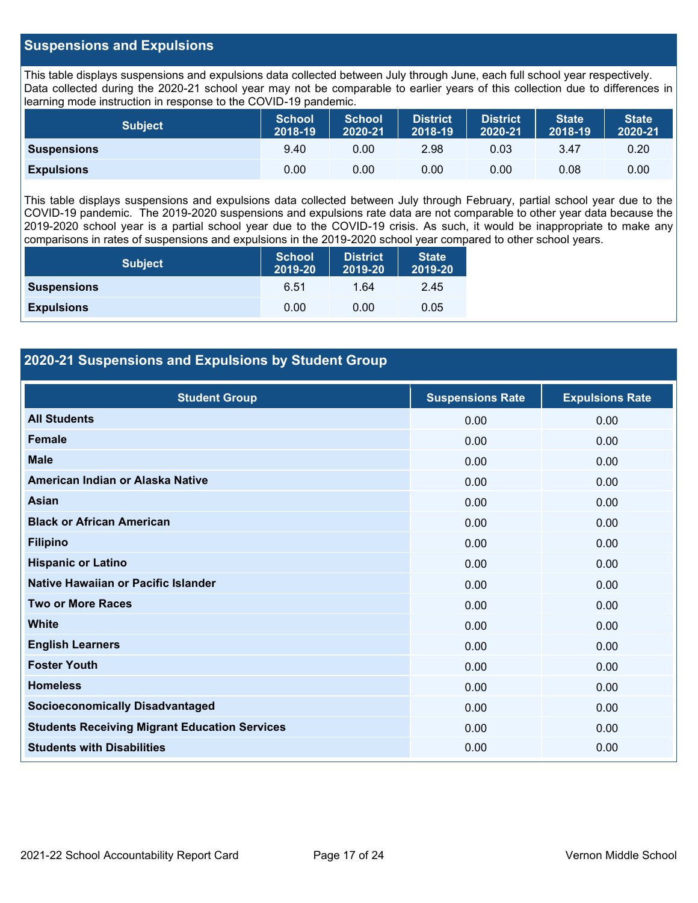## Suspensions and Expulsions

This table displays suspensions and expulsions data collected between July through June, each full school year respectively. Data collected during the 2020-21 school year may not be comparable to earlier years of this collection due to differences in learning mode instruction in response to the COVID-19 pandemic.

| Subject | School 2018-19 | School 2020-21 | District 2018-19 | District 2020-21 | State 2018-19 | State 2020-21 |
|---|---|---|---|---|---|---|
| **Suspensions** | 9.40 | 0.00 | 2.98 | 0.03 | 3.47 | 0.20 |
| **Expulsions** | 0.00 | 0.00 | 0.00 | 0.00 | 0.08 | 0.00 |

This table displays suspensions and expulsions data collected between July through February, partial school year due to the COVID-19 pandemic. The 2019-2020 suspensions and expulsions rate data are not comparable to other year data because the 2019-2020 school year is a partial school year due to the COVID-19 crisis. As such, it would be inappropriate to make any comparisons in rates of suspensions and expulsions in the 2019-2020 school year compared to other school years.

| Subject | School 2019-20 | District 2019-20 | State 2019-20 |
|---|---|---|---|
| **Suspensions** | 6.51 | 1.64 | 2.45 |
| **Expulsions** | 0.00 | 0.00 | 0.05 |

## 2020-21 Suspensions and Expulsions by Student Group

| Student Group | Suspensions Rate | Expulsions Rate |
|---|---|---|
| **All Students** | 0.00 | 0.00 |
| **Female** | 0.00 | 0.00 |
| **Male** | 0.00 | 0.00 |
| **American Indian or Alaska Native** | 0.00 | 0.00 |
| **Asian** | 0.00 | 0.00 |
| **Black or African American** | 0.00 | 0.00 |
| **Filipino** | 0.00 | 0.00 |
| **Hispanic or Latino** | 0.00 | 0.00 |
| **Native Hawaiian or Pacific Islander** | 0.00 | 0.00 |
| **Two or More Races** | 0.00 | 0.00 |
| **White** | 0.00 | 0.00 |
| **English Learners** | 0.00 | 0.00 |
| **Foster Youth** | 0.00 | 0.00 |
| **Homeless** | 0.00 | 0.00 |
| **Socioeconomically Disadvantaged** | 0.00 | 0.00 |
| **Students Receiving Migrant Education Services** | 0.00 | 0.00 |
| **Students with Disabilities** | 0.00 | 0.00 |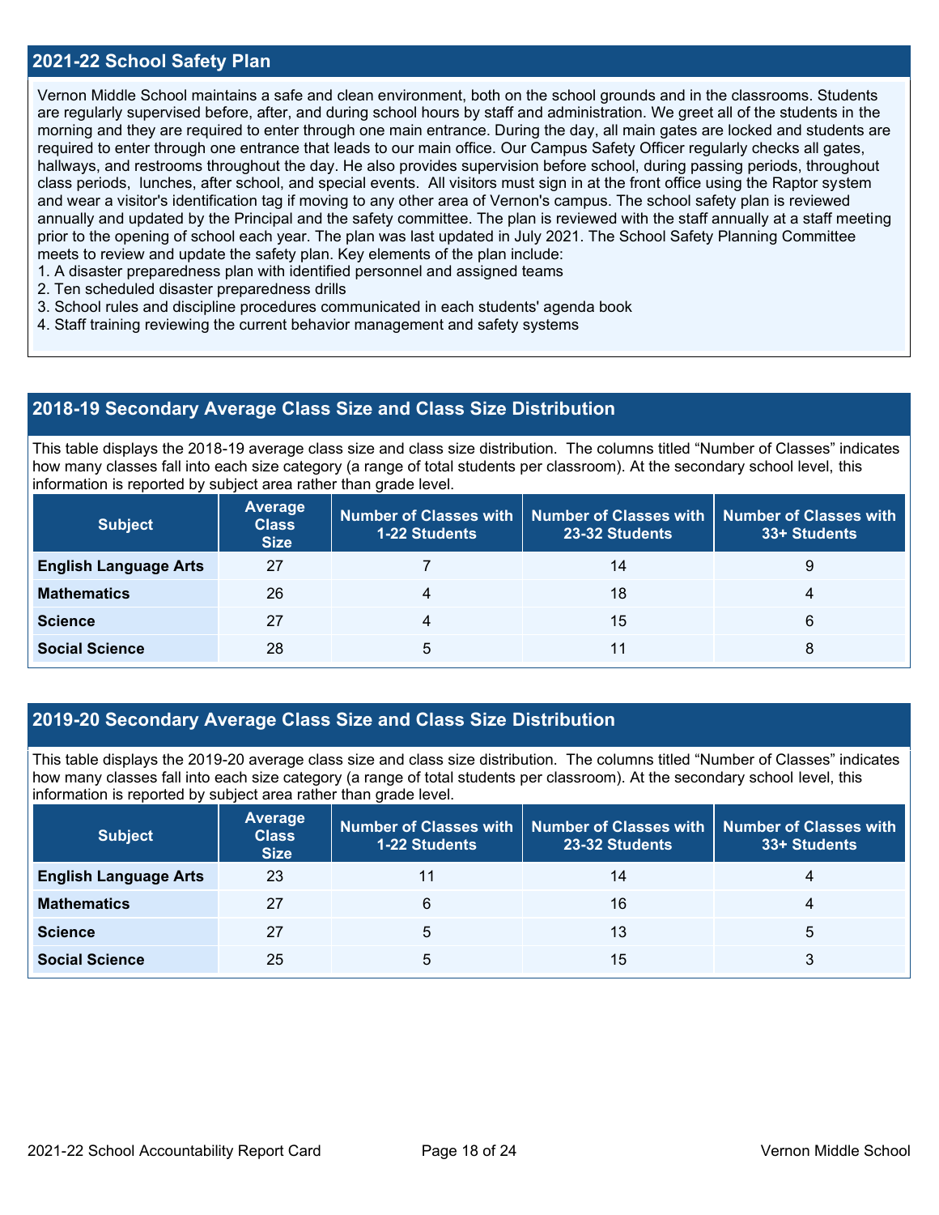## 2021-22 School Safety Plan

Vernon Middle School maintains a safe and clean environment, both on the school grounds and in the classrooms. Students are regularly supervised before, after, and during school hours by staff and administration. We greet all of the students in the morning and they are required to enter through one main entrance. During the day, all main gates are locked and students are required to enter through one entrance that leads to our main office. Our Campus Safety Officer regularly checks all gates, hallways, and restrooms throughout the day. He also provides supervision before school, during passing periods, throughout class periods, lunches, after school, and special events. All visitors must sign in at the front office using the Raptor system and wear a visitor's identification tag if moving to any other area of Vernon's campus. The school safety plan is reviewed annually and updated by the Principal and the safety committee. The plan is reviewed with the staff annually at a staff meeting prior to the opening of school each year. The plan was last updated in July 2021. The School Safety Planning Committee meets to review and update the safety plan. Key elements of the plan include:

1. A disaster preparedness plan with identified personnel and assigned teams
2. Ten scheduled disaster preparedness drills
3. School rules and discipline procedures communicated in each students' agenda book
4. Staff training reviewing the current behavior management and safety systems

## 2018-19 Secondary Average Class Size and Class Size Distribution

This table displays the 2018-19 average class size and class size distribution. The columns titled "Number of Classes" indicates how many classes fall into each size category (a range of total students per classroom). At the secondary school level, this information is reported by subject area rather than grade level.

| Subject | Average Class Size | Number of Classes with 1-22 Students | Number of Classes with 23-32 Students | Number of Classes with 33+ Students |
|---|---|---|---|---|
| **English Language Arts** | 27 | 7 | 14 | 9 |
| **Mathematics** | 26 | 4 | 18 | 4 |
| **Science** | 27 | 4 | 15 | 6 |
| **Social Science** | 28 | 5 | 11 | 8 |

## 2019-20 Secondary Average Class Size and Class Size Distribution

This table displays the 2019-20 average class size and class size distribution. The columns titled "Number of Classes" indicates how many classes fall into each size category (a range of total students per classroom). At the secondary school level, this information is reported by subject area rather than grade level.

| Subject | Average Class Size | Number of Classes with 1-22 Students | Number of Classes with 23-32 Students | Number of Classes with 33+ Students |
|---|---|---|---|---|
| **English Language Arts** | 23 | 11 | 14 | 4 |
| **Mathematics** | 27 | 6 | 16 | 4 |
| **Science** | 27 | 5 | 13 | 5 |
| **Social Science** | 25 | 5 | 15 | 3 |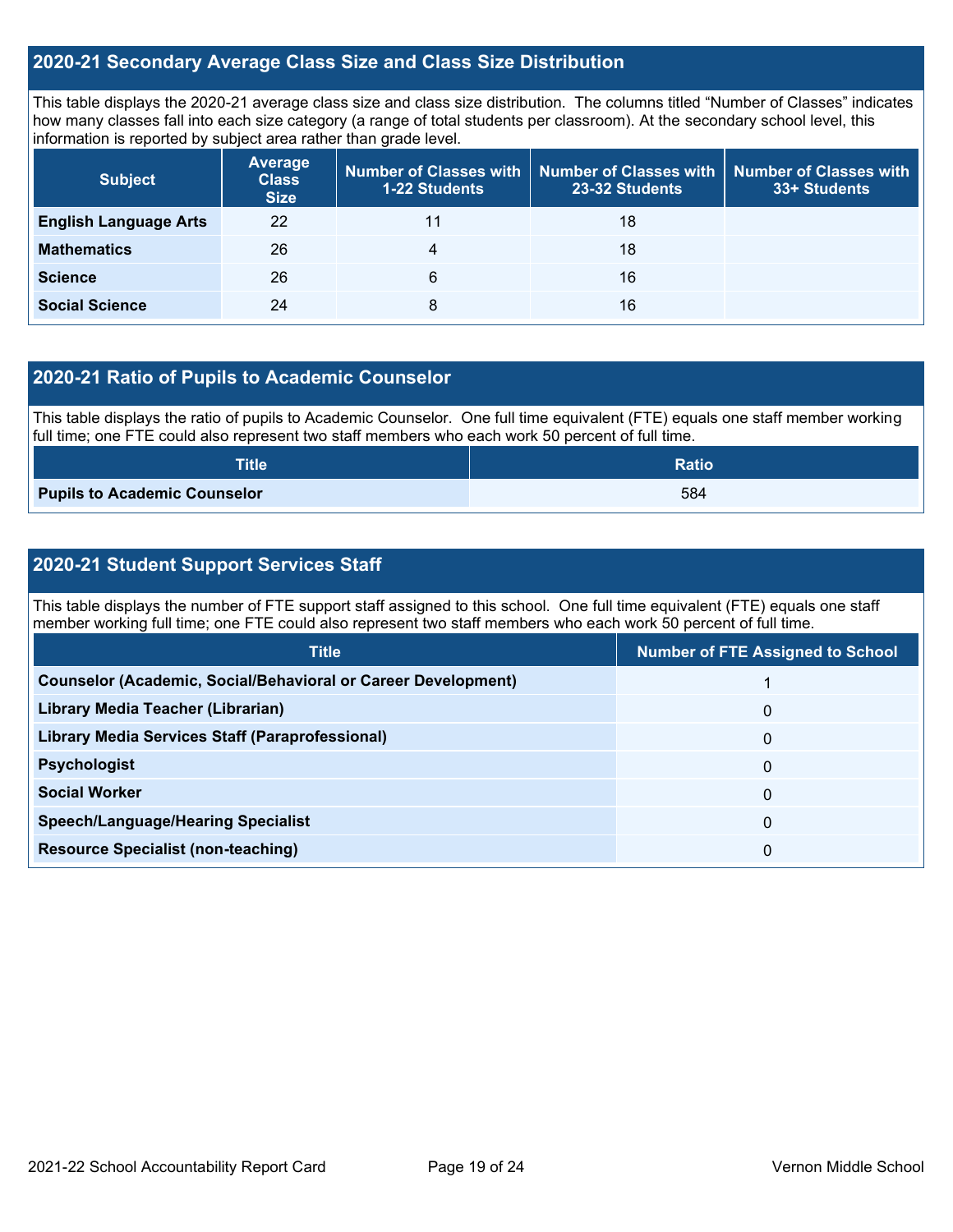## 2020-21 Secondary Average Class Size and Class Size Distribution

This table displays the 2020-21 average class size and class size distribution. The columns titled "Number of Classes" indicates how many classes fall into each size category (a range of total students per classroom). At the secondary school level, this information is reported by subject area rather than grade level.

| Subject | Average Class Size | Number of Classes with 1-22 Students | Number of Classes with 23-32 Students | Number of Classes with 33+ Students |
|---|---|---|---|---|
| **English Language Arts** | 22 | 11 | 18 | |
| **Mathematics** | 26 | 4 | 18 | |
| **Science** | 26 | 6 | 16 | |
| **Social Science** | 24 | 8 | 16 | |

## 2020-21 Ratio of Pupils to Academic Counselor

This table displays the ratio of pupils to Academic Counselor. One full time equivalent (FTE) equals one staff member working full time; one FTE could also represent two staff members who each work 50 percent of full time.

| Title | Ratio |
|---|---|
| **Pupils to Academic Counselor** | 584 |

## 2020-21 Student Support Services Staff

This table displays the number of FTE support staff assigned to this school. One full time equivalent (FTE) equals one staff member working full time; one FTE could also represent two staff members who each work 50 percent of full time.

| Title | Number of FTE Assigned to School |
|---|---|
| **Counselor (Academic, Social/Behavioral or Career Development)** | 1 |
| **Library Media Teacher (Librarian)** | 0 |
| **Library Media Services Staff (Paraprofessional)** | 0 |
| **Psychologist** | 0 |
| **Social Worker** | 0 |
| **Speech/Language/Hearing Specialist** | 0 |
| **Resource Specialist (non-teaching)** | 0 |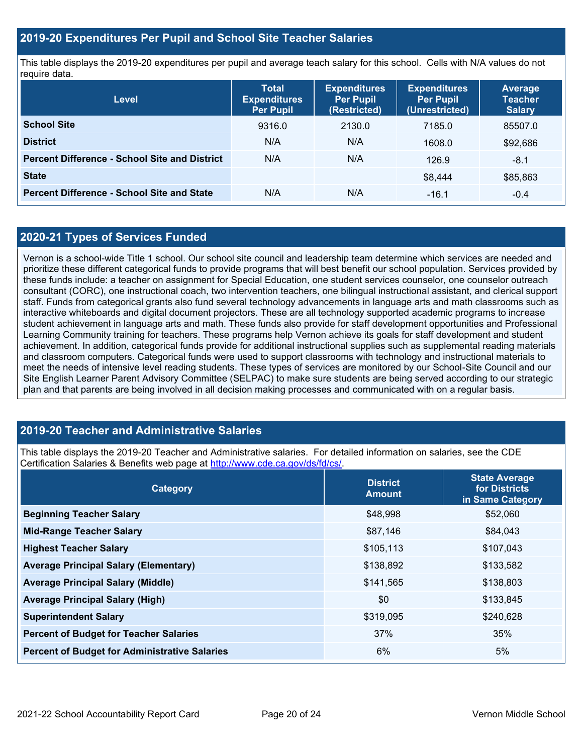## 2019-20 Expenditures Per Pupil and School Site Teacher Salaries

This table displays the 2019-20 expenditures per pupil and average teach salary for this school. Cells with N/A values do not require data.

| Level | Total Expenditures Per Pupil | Expenditures Per Pupil (Restricted) | Expenditures Per Pupil (Unrestricted) | Average Teacher Salary |
|---|---|---|---|---|
| **School Site** | 9316.0 | 2130.0 | 7185.0 | 85507.0 |
| **District** | N/A | N/A | 1608.0 | $92,686 |
| **Percent Difference - School Site and District** | N/A | N/A | 126.9 | -8.1 |
| **State** | | | $8,444 | $85,863 |
| **Percent Difference - School Site and State** | N/A | N/A | -16.1 | -0.4 |

## 2020-21 Types of Services Funded

Vernon is a school-wide Title 1 school. Our school site council and leadership team determine which services are needed and prioritize these different categorical funds to provide programs that will best benefit our school population. Services provided by these funds include: a teacher on assignment for Special Education, one student services counselor, one counselor outreach consultant (CORC), one instructional coach, two intervention teachers, one bilingual instructional assistant, and clerical support staff. Funds from categorical grants also fund several technology advancements in language arts and math classrooms such as interactive whiteboards and digital document projectors. These are all technology supported academic programs to increase student achievement in language arts and math. These funds also provide for staff development opportunities and Professional Learning Community training for teachers. These programs help Vernon achieve its goals for staff development and student achievement. In addition, categorical funds provide for additional instructional supplies such as supplemental reading materials and classroom computers. Categorical funds were used to support classrooms with technology and instructional materials to meet the needs of intensive level reading students. These types of services are monitored by our School-Site Council and our Site English Learner Parent Advisory Committee (SELPAC) to make sure students are being served according to our strategic plan and that parents are being involved in all decision making processes and communicated with on a regular basis.

## 2019-20 Teacher and Administrative Salaries

This table displays the 2019-20 Teacher and Administrative salaries. For detailed information on salaries, see the CDE Certification Salaries & Benefits web page at http://www.cde.ca.gov/ds/fd/cs/.

| Category | District Amount | State Average for Districts in Same Category |
|---|---|---|
| **Beginning Teacher Salary** | $48,998 | $52,060 |
| **Mid-Range Teacher Salary** | $87,146 | $84,043 |
| **Highest Teacher Salary** | $105,113 | $107,043 |
| **Average Principal Salary (Elementary)** | $138,892 | $133,582 |
| **Average Principal Salary (Middle)** | $141,565 | $138,803 |
| **Average Principal Salary (High)** | $0 | $133,845 |
| **Superintendent Salary** | $319,095 | $240,628 |
| **Percent of Budget for Teacher Salaries** | 37% | 35% |
| **Percent of Budget for Administrative Salaries** | 6% | 5% |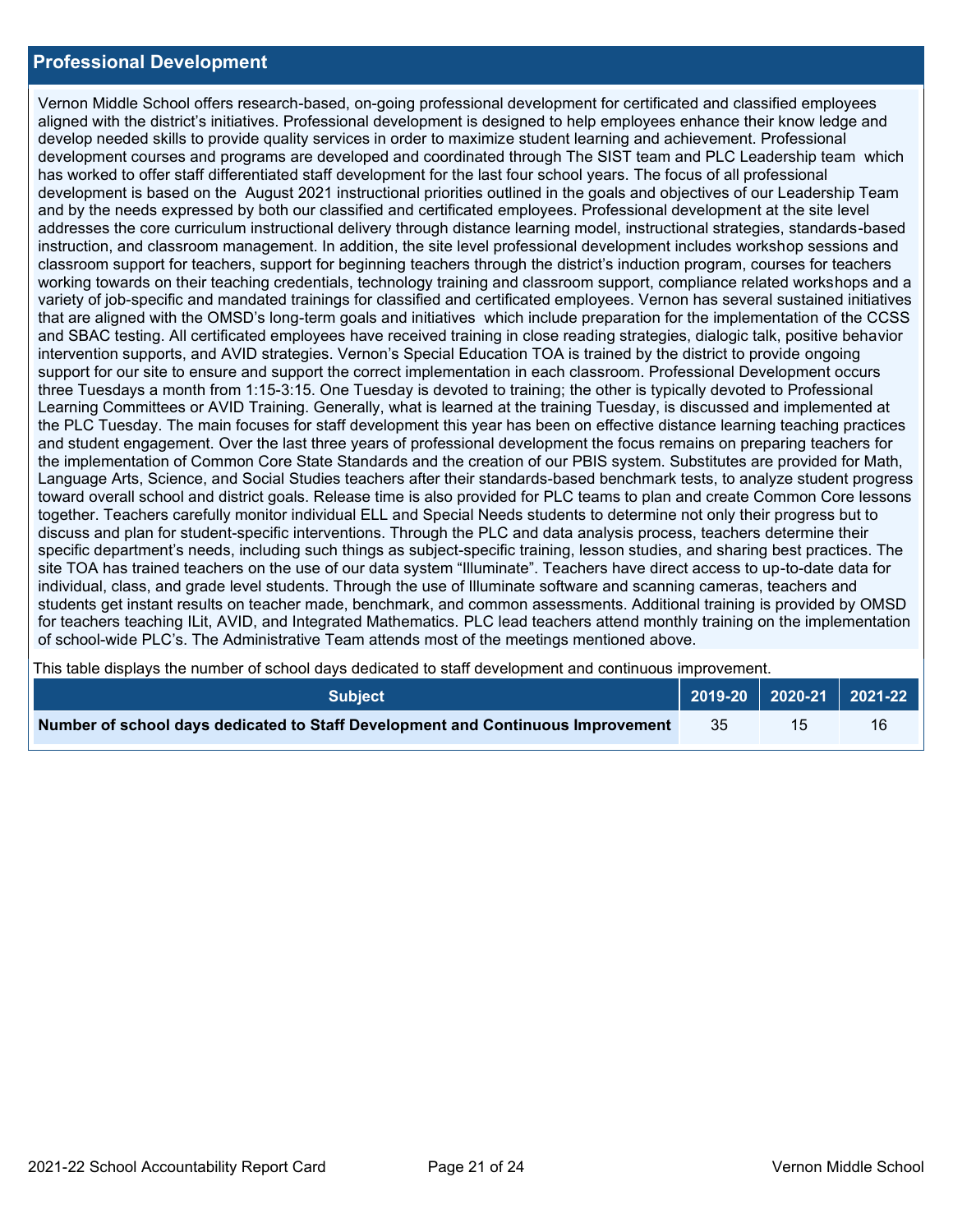## Professional Development

Vernon Middle School offers research-based, on-going professional development for certificated and classified employees aligned with the district's initiatives. Professional development is designed to help employees enhance their know ledge and develop needed skills to provide quality services in order to maximize student learning and achievement. Professional development courses and programs are developed and coordinated through The SIST team and PLC Leadership team which has worked to offer staff differentiated staff development for the last four school years. The focus of all professional development is based on the August 2021 instructional priorities outlined in the goals and objectives of our Leadership Team and by the needs expressed by both our classified and certificated employees. Professional development at the site level addresses the core curriculum instructional delivery through distance learning model, instructional strategies, standards-based instruction, and classroom management. In addition, the site level professional development includes workshop sessions and classroom support for teachers, support for beginning teachers through the district's induction program, courses for teachers working towards on their teaching credentials, technology training and classroom support, compliance related workshops and a variety of job-specific and mandated trainings for classified and certificated employees. Vernon has several sustained initiatives that are aligned with the OMSD's long-term goals and initiatives which include preparation for the implementation of the CCSS and SBAC testing. All certificated employees have received training in close reading strategies, dialogic talk, positive behavior intervention supports, and AVID strategies. Vernon's Special Education TOA is trained by the district to provide ongoing support for our site to ensure and support the correct implementation in each classroom. Professional Development occurs three Tuesdays a month from 1:15-3:15. One Tuesday is devoted to training; the other is typically devoted to Professional Learning Committees or AVID Training. Generally, what is learned at the training Tuesday, is discussed and implemented at the PLC Tuesday. The main focuses for staff development this year has been on effective distance learning teaching practices and student engagement. Over the last three years of professional development the focus remains on preparing teachers for the implementation of Common Core State Standards and the creation of our PBIS system. Substitutes are provided for Math, Language Arts, Science, and Social Studies teachers after their standards-based benchmark tests, to analyze student progress toward overall school and district goals. Release time is also provided for PLC teams to plan and create Common Core lessons together. Teachers carefully monitor individual ELL and Special Needs students to determine not only their progress but to discuss and plan for student-specific interventions. Through the PLC and data analysis process, teachers determine their specific department's needs, including such things as subject-specific training, lesson studies, and sharing best practices. The site TOA has trained teachers on the use of our data system "Illuminate". Teachers have direct access to up-to-date data for individual, class, and grade level students. Through the use of Illuminate software and scanning cameras, teachers and students get instant results on teacher made, benchmark, and common assessments. Additional training is provided by OMSD for teachers teaching ILit, AVID, and Integrated Mathematics. PLC lead teachers attend monthly training on the implementation of school-wide PLC's. The Administrative Team attends most of the meetings mentioned above.

This table displays the number of school days dedicated to staff development and continuous improvement.

| Subject | 2019-20 | 2020-21 | 2021-22 |
|---|---|---|---|
| **Number of school days dedicated to Staff Development and Continuous Improvement** | 35 | 15 | 16 |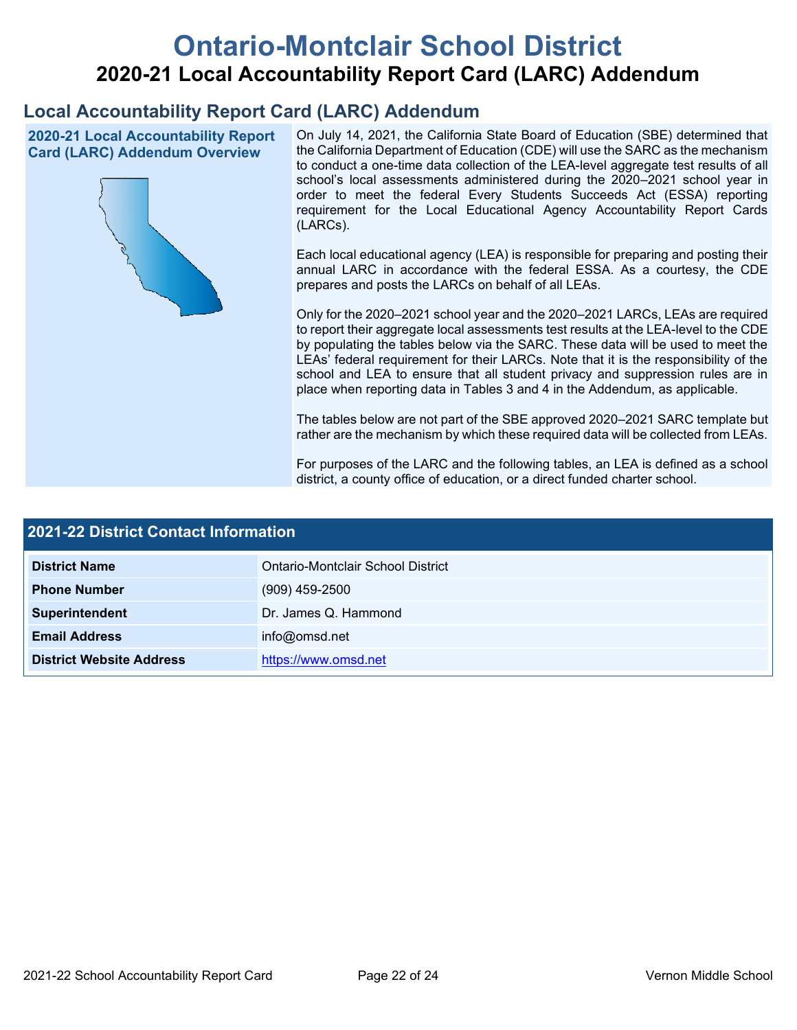# Ontario-Montclair School District

## 2020-21 Local Accountability Report Card (LARC) Addendum

## Local Accountability Report Card (LARC) Addendum

### 2020-21 Local Accountability Report Card (LARC) Addendum Overview

On July 14, 2021, the California State Board of Education (SBE) determined that the California Department of Education (CDE) will use the SARC as the mechanism to conduct a one-time data collection of the LEA-level aggregate test results of all school's local assessments administered during the 2020–2021 school year in order to meet the federal Every Students Succeeds Act (ESSA) reporting requirement for the Local Educational Agency Accountability Report Cards (LARCs).

Each local educational agency (LEA) is responsible for preparing and posting their annual LARC in accordance with the federal ESSA. As a courtesy, the CDE prepares and posts the LARCs on behalf of all LEAs.

Only for the 2020–2021 school year and the 2020–2021 LARCs, LEAs are required to report their aggregate local assessments test results at the LEA-level to the CDE by populating the tables below via the SARC. These data will be used to meet the LEAs' federal requirement for their LARCs. Note that it is the responsibility of the school and LEA to ensure that all student privacy and suppression rules are in place when reporting data in Tables 3 and 4 in the Addendum, as applicable.

The tables below are not part of the SBE approved 2020–2021 SARC template but rather are the mechanism by which these required data will be collected from LEAs.

For purposes of the LARC and the following tables, an LEA is defined as a school district, a county office of education, or a direct funded charter school.

### 2021-22 District Contact Information

| 2021-22 District Contact Information | |
|---|---|
| **District Name** | Ontario-Montclair School District |
| **Phone Number** | (909) 459-2500 |
| **Superintendent** | Dr. James Q. Hammond |
| **Email Address** | info@omsd.net |
| **District Website Address** | https://www.omsd.net |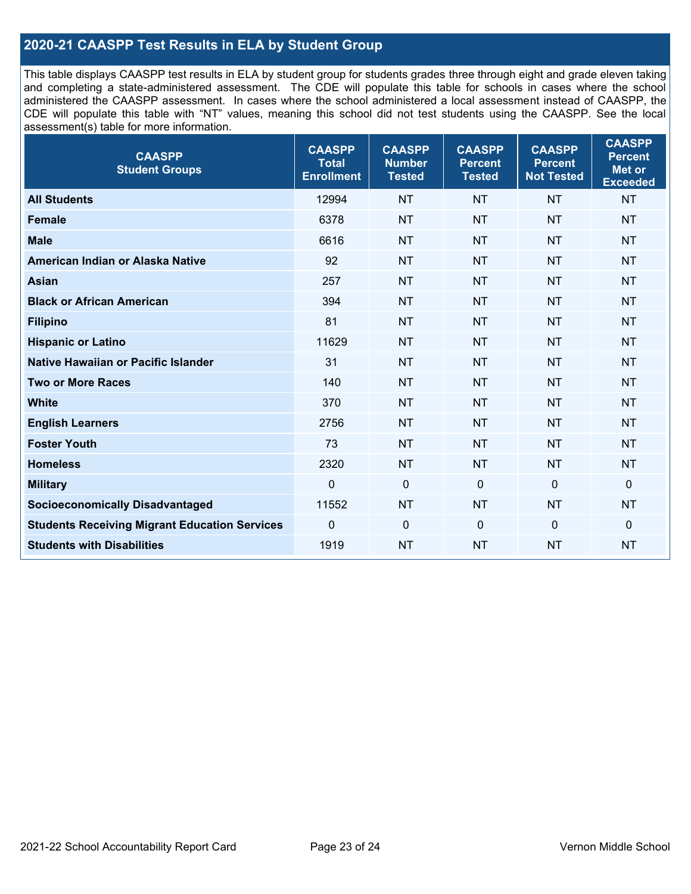## 2020-21 CAASPP Test Results in ELA by Student Group

This table displays CAASPP test results in ELA by student group for students grades three through eight and grade eleven taking and completing a state-administered assessment. The CDE will populate this table for schools in cases where the school administered the CAASPP assessment. In cases where the school administered a local assessment instead of CAASPP, the CDE will populate this table with "NT" values, meaning this school did not test students using the CAASPP. See the local assessment(s) table for more information.

| CAASPP Student Groups | CAASPP Total Enrollment | CAASPP Number Tested | CAASPP Percent Tested | CAASPP Percent Not Tested | CAASPP Percent Met or Exceeded |
|---|---|---|---|---|---|
| **All Students** | 12994 | NT | NT | NT | NT |
| **Female** | 6378 | NT | NT | NT | NT |
| **Male** | 6616 | NT | NT | NT | NT |
| **American Indian or Alaska Native** | 92 | NT | NT | NT | NT |
| **Asian** | 257 | NT | NT | NT | NT |
| **Black or African American** | 394 | NT | NT | NT | NT |
| **Filipino** | 81 | NT | NT | NT | NT |
| **Hispanic or Latino** | 11629 | NT | NT | NT | NT |
| **Native Hawaiian or Pacific Islander** | 31 | NT | NT | NT | NT |
| **Two or More Races** | 140 | NT | NT | NT | NT |
| **White** | 370 | NT | NT | NT | NT |
| **English Learners** | 2756 | NT | NT | NT | NT |
| **Foster Youth** | 73 | NT | NT | NT | NT |
| **Homeless** | 2320 | NT | NT | NT | NT |
| **Military** | 0 | 0 | 0 | 0 | 0 |
| **Socioeconomically Disadvantaged** | 11552 | NT | NT | NT | NT |
| **Students Receiving Migrant Education Services** | 0 | 0 | 0 | 0 | 0 |
| **Students with Disabilities** | 1919 | NT | NT | NT | NT |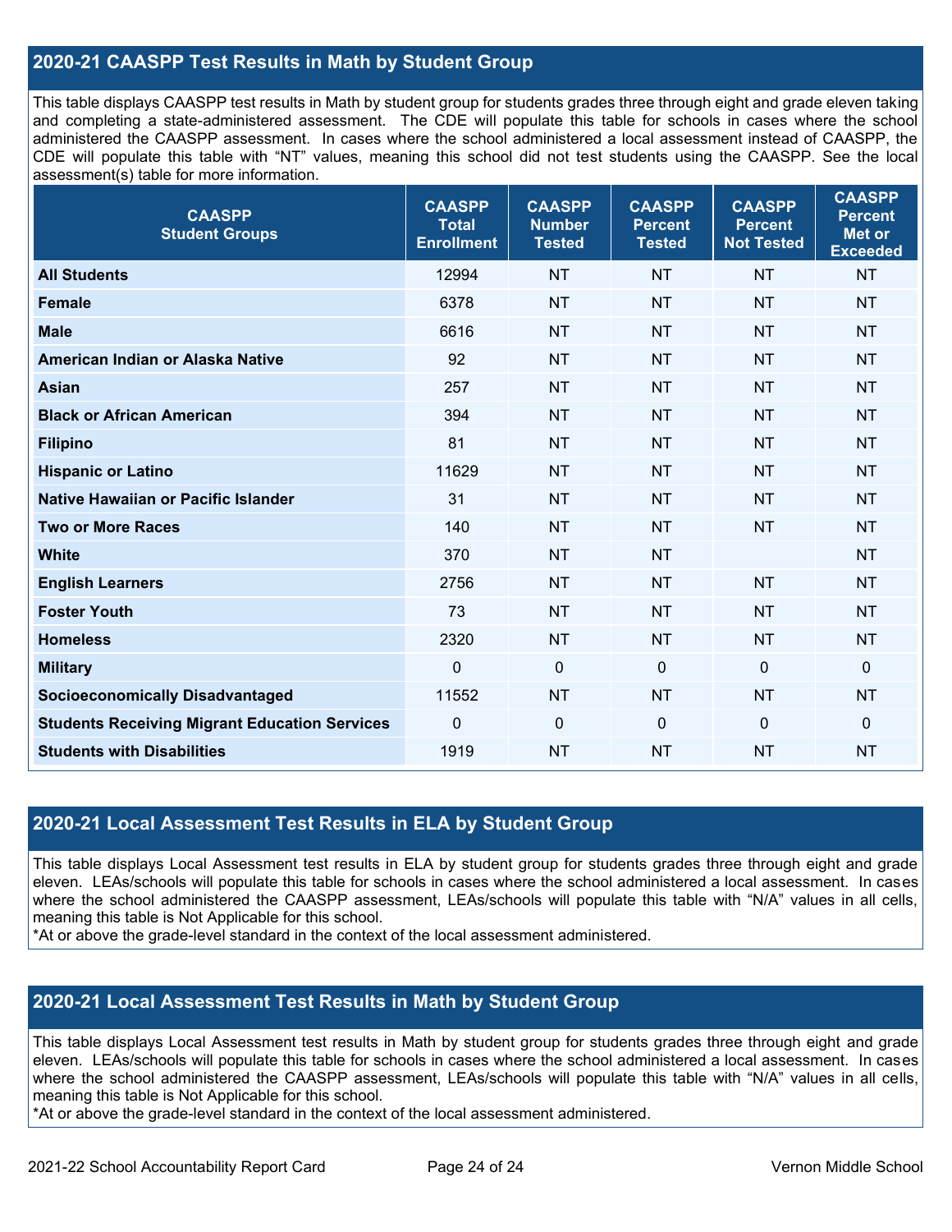## 2020-21 CAASPP Test Results in Math by Student Group

This table displays CAASPP test results in Math by student group for students grades three through eight and grade eleven taking and completing a state-administered assessment. The CDE will populate this table for schools in cases where the school administered the CAASPP assessment. In cases where the school administered a local assessment instead of CAASPP, the CDE will populate this table with "NT" values, meaning this school did not test students using the CAASPP. See the local assessment(s) table for more information.

| CAASPP Student Groups | CAASPP Total Enrollment | CAASPP Number Tested | CAASPP Percent Tested | CAASPP Percent Not Tested | CAASPP Percent Met or Exceeded |
|---|---|---|---|---|---|
| **All Students** | 12994 | NT | NT | NT | NT |
| **Female** | 6378 | NT | NT | NT | NT |
| **Male** | 6616 | NT | NT | NT | NT |
| **American Indian or Alaska Native** | 92 | NT | NT | NT | NT |
| **Asian** | 257 | NT | NT | NT | NT |
| **Black or African American** | 394 | NT | NT | NT | NT |
| **Filipino** | 81 | NT | NT | NT | NT |
| **Hispanic or Latino** | 11629 | NT | NT | NT | NT |
| **Native Hawaiian or Pacific Islander** | 31 | NT | NT | NT | NT |
| **Two or More Races** | 140 | NT | NT | NT | NT |
| **White** | 370 | NT | NT | | NT |
| **English Learners** | 2756 | NT | NT | NT | NT |
| **Foster Youth** | 73 | NT | NT | NT | NT |
| **Homeless** | 2320 | NT | NT | NT | NT |
| **Military** | 0 | 0 | 0 | 0 | 0 |
| **Socioeconomically Disadvantaged** | 11552 | NT | NT | NT | NT |
| **Students Receiving Migrant Education Services** | 0 | 0 | 0 | 0 | 0 |
| **Students with Disabilities** | 1919 | NT | NT | NT | NT |

## 2020-21 Local Assessment Test Results in ELA by Student Group

This table displays Local Assessment test results in ELA by student group for students grades three through eight and grade eleven. LEAs/schools will populate this table for schools in cases where the school administered a local assessment. In cases where the school administered the CAASPP assessment, LEAs/schools will populate this table with "N/A" values in all cells, meaning this table is Not Applicable for this school.
*At or above the grade-level standard in the context of the local assessment administered.

## 2020-21 Local Assessment Test Results in Math by Student Group

This table displays Local Assessment test results in Math by student group for students grades three through eight and grade eleven. LEAs/schools will populate this table for schools in cases where the school administered a local assessment. In cases where the school administered the CAASPP assessment, LEAs/schools will populate this table with "N/A" values in all cells, meaning this table is Not Applicable for this school.
*At or above the grade-level standard in the context of the local assessment administered.